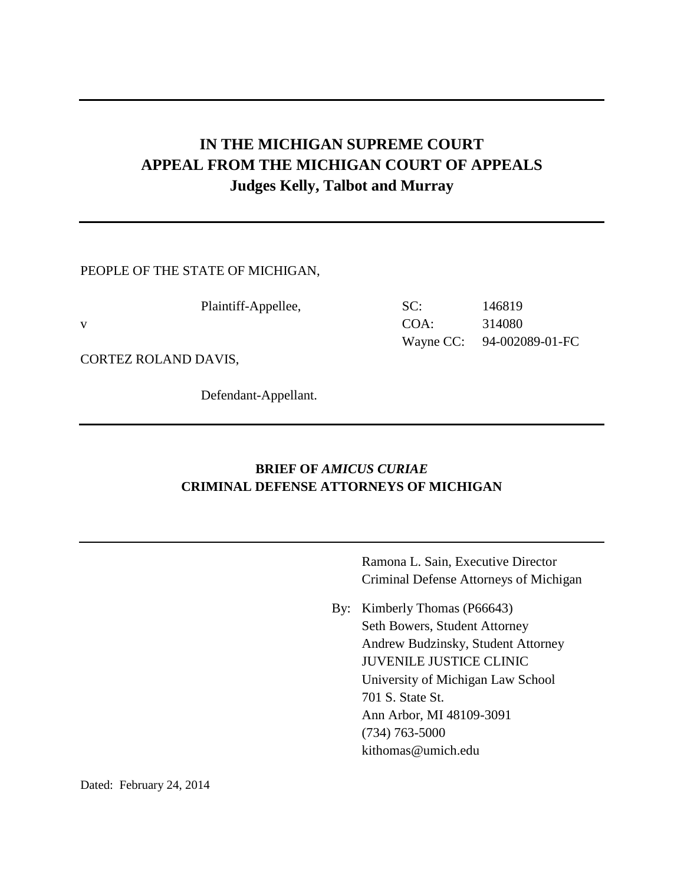# IN THE MICHIGAN SUPREME COURT
# APPEAL FROM THE MICHIGAN COURT OF APPEALS
## Judges Kelly, Talbot and Murray

---

PEOPLE OF THE STATE OF MICHIGAN,

Plaintiff-Appellee,

v

CORTEZ ROLAND DAVIS,

Defendant-Appellant.

SC: 146819
COA: 314080
Wayne CC: 94-002089-01-FC

---

**BRIEF OF *AMICUS CURIAE***
**CRIMINAL DEFENSE ATTORNEYS OF MICHIGAN**

---

Ramona L. Sain, Executive Director
Criminal Defense Attorneys of Michigan

By: Kimberly Thomas (P66643)
Seth Bowers, Student Attorney
Andrew Budzinsky, Student Attorney
JUVENILE JUSTICE CLINIC
University of Michigan Law School
701 S. State St.
Ann Arbor, MI 48109-3091
(734) 763-5000
kithomas@umich.edu

Dated: February 24, 2014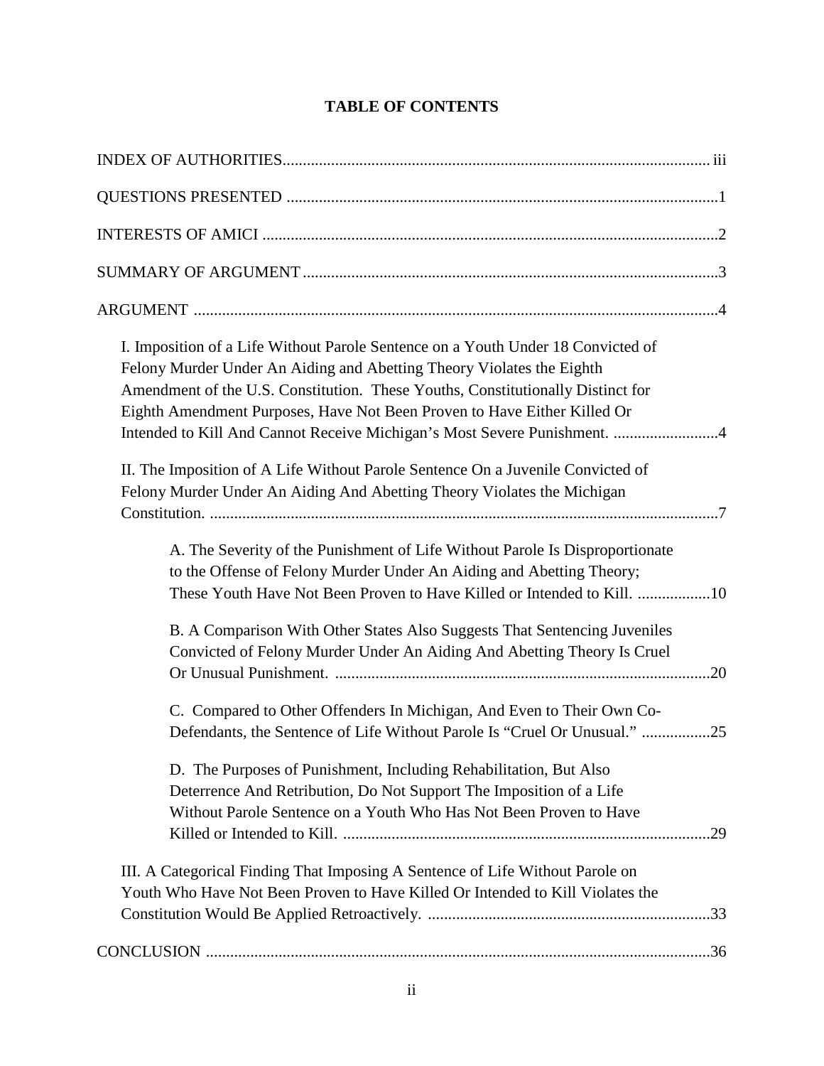# TABLE OF CONTENTS

INDEX OF AUTHORITIES ........................................................................................................ iii

QUESTIONS PRESENTED ........................................................................................................1

INTERESTS OF AMICI ..............................................................................................................2

SUMMARY OF ARGUMENT ....................................................................................................3

ARGUMENT ...............................................................................................................................4

- I. Imposition of a Life Without Parole Sentence on a Youth Under 18 Convicted of Felony Murder Under An Aiding and Abetting Theory Violates the Eighth Amendment of the U.S. Constitution. These Youths, Constitutionally Distinct for Eighth Amendment Purposes, Have Not Been Proven to Have Either Killed Or Intended to Kill And Cannot Receive Michigan's Most Severe Punishment. ..........................4

- II. The Imposition of A Life Without Parole Sentence On a Juvenile Convicted of Felony Murder Under An Aiding And Abetting Theory Violates the Michigan Constitution. ..............................................................................................................................7

  - A. The Severity of the Punishment of Life Without Parole Is Disproportionate to the Offense of Felony Murder Under An Aiding and Abetting Theory; These Youth Have Not Been Proven to Have Killed or Intended to Kill. ..................10

  - B. A Comparison With Other States Also Suggests That Sentencing Juveniles Convicted of Felony Murder Under An Aiding And Abetting Theory Is Cruel Or Unusual Punishment. .............................................................................................20

  - C. Compared to Other Offenders In Michigan, And Even to Their Own Co-Defendants, the Sentence of Life Without Parole Is "Cruel Or Unusual." .................25

  - D. The Purposes of Punishment, Including Rehabilitation, But Also Deterrence And Retribution, Do Not Support The Imposition of a Life Without Parole Sentence on a Youth Who Has Not Been Proven to Have Killed or Intended to Kill. ..........................................................................................29

- III. A Categorical Finding That Imposing A Sentence of Life Without Parole on Youth Who Have Not Been Proven to Have Killed Or Intended to Kill Violates the Constitution Would Be Applied Retroactively. ......................................................................33

CONCLUSION ............................................................................................................................36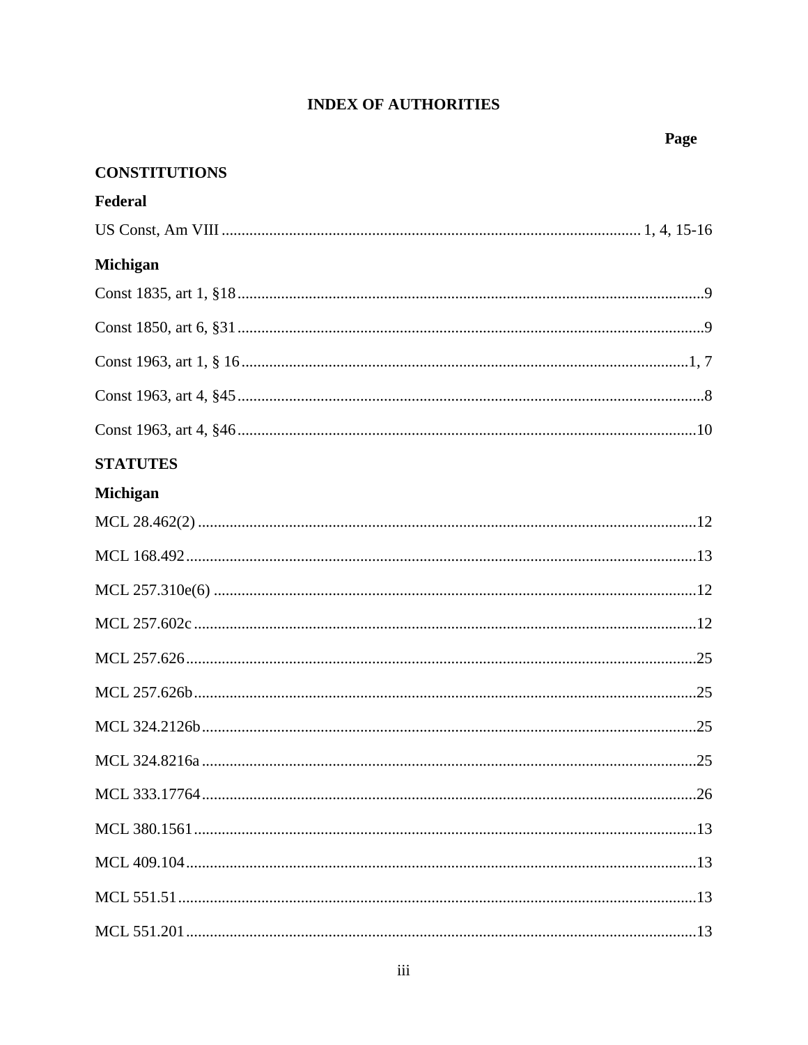# INDEX OF AUTHORITIES

**Page**

## CONSTITUTIONS

### Federal

US Const, Am VIII ........ 1, 4, 15-16

### Michigan

Const 1835, art 1, §18 ........ 9

Const 1850, art 6, §31 ........ 9

Const 1963, art 1, § 16 ........ 1, 7

Const 1963, art 4, §45 ........ 8

Const 1963, art 4, §46 ........ 10

## STATUTES

### Michigan

MCL 28.462(2) ........ 12

MCL 168.492 ........ 13

MCL 257.310e(6) ........ 12

MCL 257.602c ........ 12

MCL 257.626 ........ 25

MCL 257.626b ........ 25

MCL 324.2126b ........ 25

MCL 324.8216a ........ 25

MCL 333.17764 ........ 26

MCL 380.1561 ........ 13

MCL 409.104 ........ 13

MCL 551.51 ........ 13

MCL 551.201 ........ 13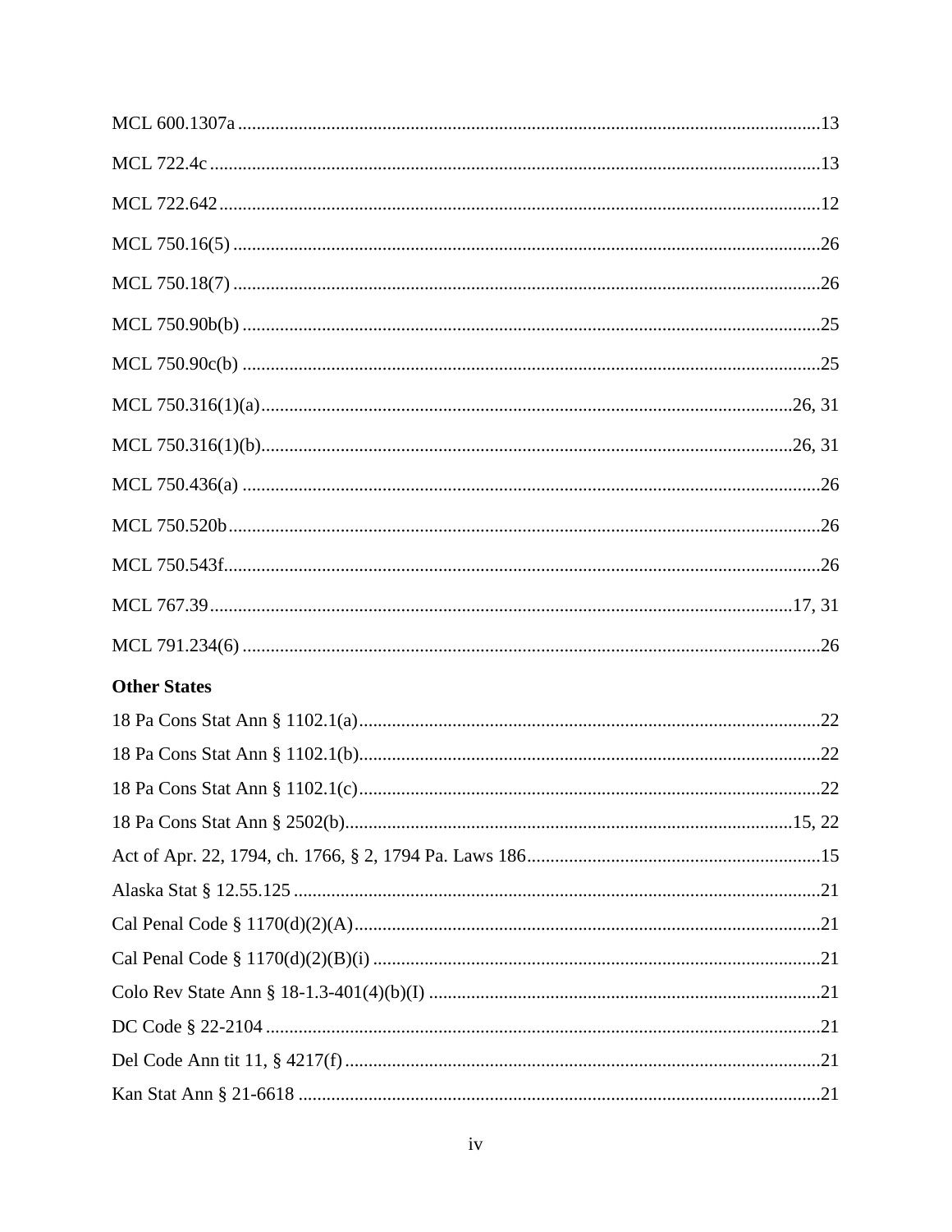MCL 600.1307a ............................................................................................................................13

MCL 722.4c ..................................................................................................................................13

MCL 722.642 ................................................................................................................................12

MCL 750.16(5) ............................................................................................................................26

MCL 750.18(7) ............................................................................................................................26

MCL 750.90b(b) ..........................................................................................................................25

MCL 750.90c(b) ..........................................................................................................................25

MCL 750.316(1)(a)..................................................................................................................26, 31

MCL 750.316(1)(b)..................................................................................................................26, 31

MCL 750.436(a) ..........................................................................................................................26

MCL 750.520b.............................................................................................................................26

MCL 750.543f..............................................................................................................................26

MCL 767.39............................................................................................................................17, 31

MCL 791.234(6) ..........................................................................................................................26

**Other States**

18 Pa Cons Stat Ann § 1102.1(a)..................................................................................................22

18 Pa Cons Stat Ann § 1102.1(b)..................................................................................................22

18 Pa Cons Stat Ann § 1102.1(c)..................................................................................................22

18 Pa Cons Stat Ann § 2502(b)................................................................................................15, 22

Act of Apr. 22, 1794, ch. 1766, § 2, 1794 Pa. Laws 186...............................................................15

Alaska Stat § 12.55.125 ................................................................................................................21

Cal Penal Code § 1170(d)(2)(A)...................................................................................................21

Cal Penal Code § 1170(d)(2)(B)(i) ...............................................................................................21

Colo Rev State Ann § 18-1.3-401(4)(b)(I) ...................................................................................21

DC Code § 22-2104 ......................................................................................................................21

Del Code Ann tit 11, § 4217(f) .....................................................................................................21

Kan Stat Ann § 21-6618 ...............................................................................................................21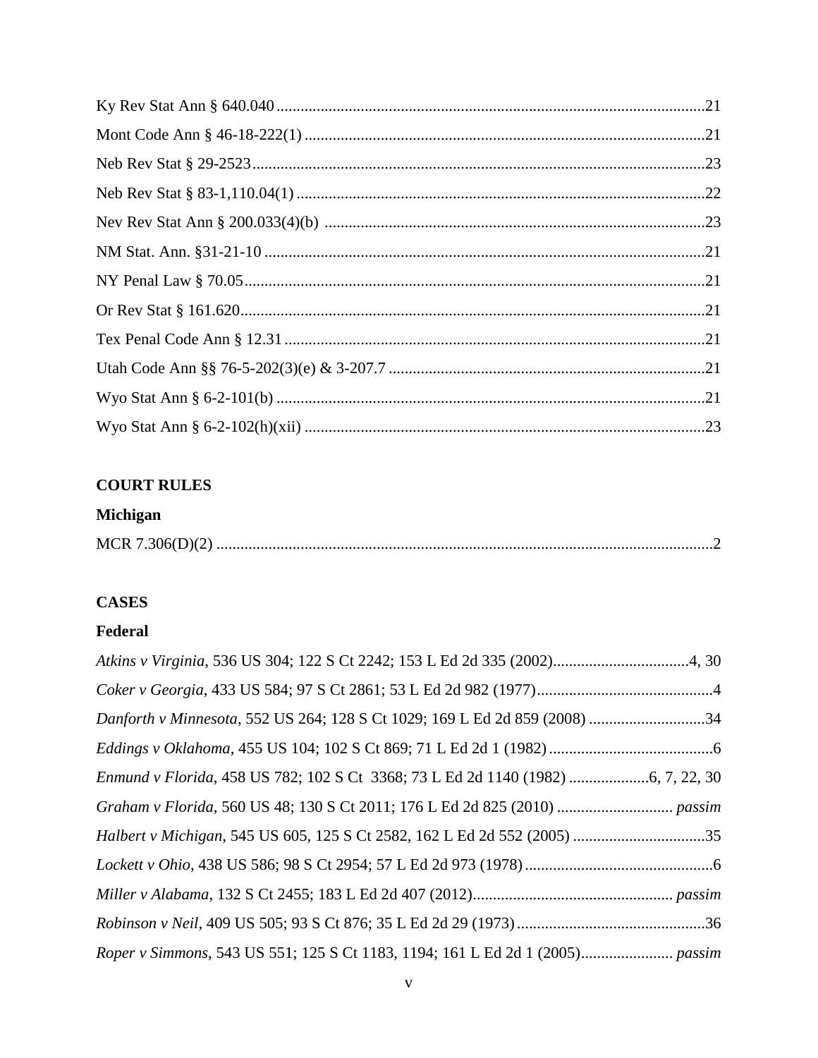Ky Rev Stat Ann § 640.040 ....................................................................................................21

Mont Code Ann § 46-18-222(1) ..............................................................................................21

Neb Rev Stat § 29-2523 ..........................................................................................................23

Neb Rev Stat § 83-1,110.04(1) ................................................................................................22

Nev Rev Stat Ann § 200.033(4)(b) ........................................................................................23

NM Stat. Ann. §31-21-10 .......................................................................................................21

NY Penal Law § 70.05 ............................................................................................................21

Or Rev Stat § 161.620 .............................................................................................................21

Tex Penal Code Ann § 12.31 ..................................................................................................21

Utah Code Ann §§ 76-5-202(3)(e) & 3-207.7 ........................................................................21

Wyo Stat Ann § 6-2-101(b) ....................................................................................................21

Wyo Stat Ann § 6-2-102(h)(xii) .............................................................................................23

**COURT RULES**

**Michigan**

MCR 7.306(D)(2) .....................................................................................................................2

**CASES**

**Federal**

*Atkins v Virginia*, 536 US 304; 122 S Ct 2242; 153 L Ed 2d 335 (2002)..................................4, 30

*Coker v Georgia*, 433 US 584; 97 S Ct 2861; 53 L Ed 2d 982 (1977)............................................4

*Danforth v Minnesota*, 552 US 264; 128 S Ct 1029; 169 L Ed 2d 859 (2008) .............................34

*Eddings v Oklahoma*, 455 US 104; 102 S Ct 869; 71 L Ed 2d 1 (1982) .........................................6

*Enmund v Florida*, 458 US 782; 102 S Ct 3368; 73 L Ed 2d 1140 (1982) ....................6, 7, 22, 30

*Graham v Florida*, 560 US 48; 130 S Ct 2011; 176 L Ed 2d 825 (2010) ............................. *passim*

*Halbert v Michigan*, 545 US 605, 125 S Ct 2582, 162 L Ed 2d 552 (2005) .................................35

*Lockett v Ohio*, 438 US 586; 98 S Ct 2954; 57 L Ed 2d 973 (1978) ...............................................6

*Miller v Alabama*, 132 S Ct 2455; 183 L Ed 2d 407 (2012).................................................. *passim*

*Robinson v Neil*, 409 US 505; 93 S Ct 876; 35 L Ed 2d 29 (1973) ...............................................36

*Roper v Simmons*, 543 US 551; 125 S Ct 1183, 1194; 161 L Ed 2d 1 (2005)....................... *passim*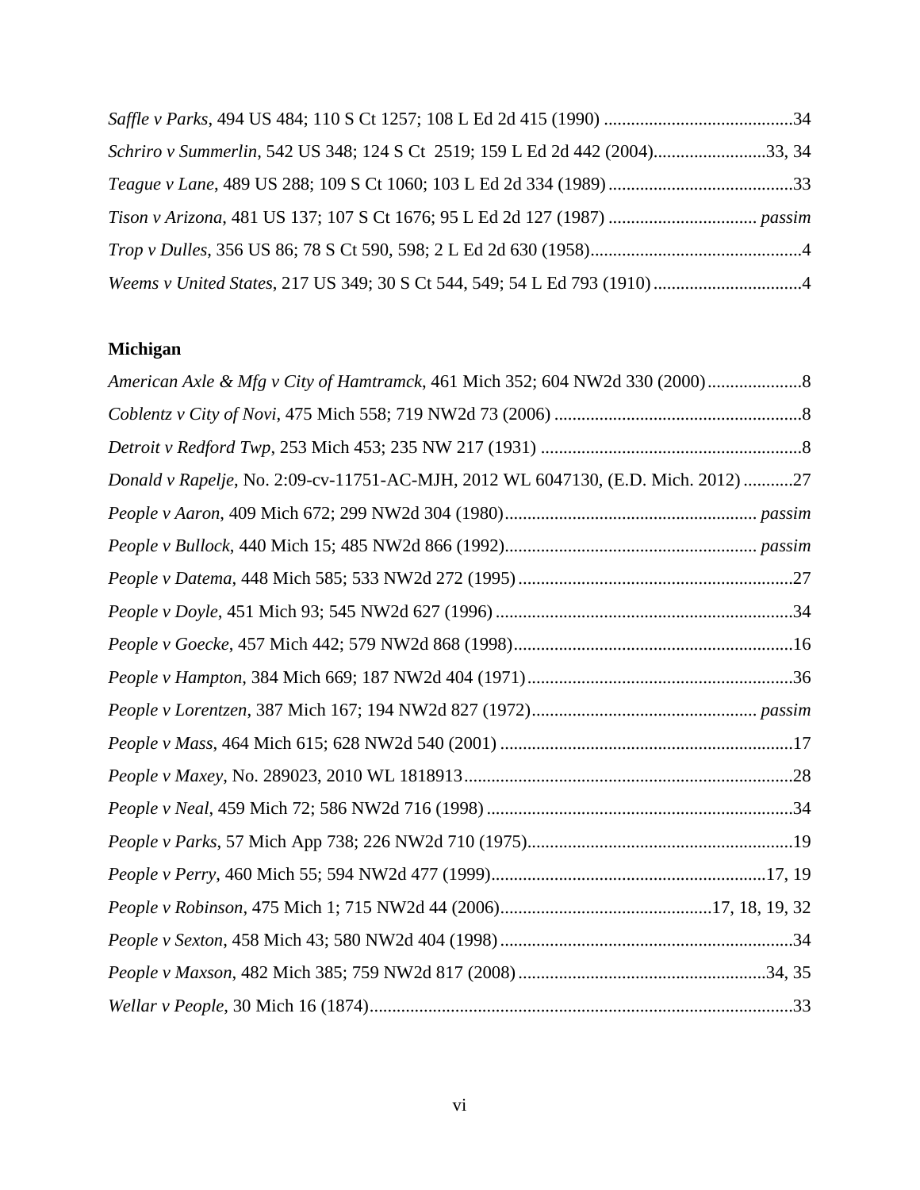*Saffle v Parks*, 494 US 484; 110 S Ct 1257; 108 L Ed 2d 415 (1990) ..........................................34

*Schriro v Summerlin*, 542 US 348; 124 S Ct 2519; 159 L Ed 2d 442 (2004).........................33, 34

*Teague v Lane*, 489 US 288; 109 S Ct 1060; 103 L Ed 2d 334 (1989) ..........................................33

*Tison v Arizona*, 481 US 137; 107 S Ct 1676; 95 L Ed 2d 127 (1987) ................................. *passim*

*Trop v Dulles*, 356 US 86; 78 S Ct 590, 598; 2 L Ed 2d 630 (1958)...............................................4

*Weems v United States*, 217 US 349; 30 S Ct 544, 549; 54 L Ed 793 (1910) .................................4

**Michigan**

*American Axle & Mfg v City of Hamtramck*, 461 Mich 352; 604 NW2d 330 (2000).....................8

*Coblentz v City of Novi*, 475 Mich 558; 719 NW2d 73 (2006) .......................................................8

*Detroit v Redford Twp*, 253 Mich 453; 235 NW 217 (1931) ..........................................................8

*Donald v Rapelje*, No. 2:09-cv-11751-AC-MJH, 2012 WL 6047130, (E.D. Mich. 2012) ...........27

*People v Aaron*, 409 Mich 672; 299 NW2d 304 (1980)........................................................ *passim*

*People v Bullock*, 440 Mich 15; 485 NW2d 866 (1992)........................................................ *passim*

*People v Datema*, 448 Mich 585; 533 NW2d 272 (1995) .............................................................27

*People v Doyle*, 451 Mich 93; 545 NW2d 627 (1996) ..................................................................34

*People v Goecke*, 457 Mich 442; 579 NW2d 868 (1998)..............................................................16

*People v Hampton*, 384 Mich 669; 187 NW2d 404 (1971) ...........................................................36

*People v Lorentzen*, 387 Mich 167; 194 NW2d 827 (1972).................................................. *passim*

*People v Mass*, 464 Mich 615; 628 NW2d 540 (2001) .................................................................17

*People v Maxey*, No. 289023, 2010 WL 1818913.........................................................................28

*People v Neal*, 459 Mich 72; 586 NW2d 716 (1998) ....................................................................34

*People v Parks*, 57 Mich App 738; 226 NW2d 710 (1975)...........................................................19

*People v Perry*, 460 Mich 55; 594 NW2d 477 (1999).............................................................17, 19

*People v Robinson*, 475 Mich 1; 715 NW2d 44 (2006)...............................................17, 18, 19, 32

*People v Sexton*, 458 Mich 43; 580 NW2d 404 (1998) .................................................................34

*People v Maxson*, 482 Mich 385; 759 NW2d 817 (2008) .......................................................34, 35

*Wellar v People*, 30 Mich 16 (1874)..............................................................................................33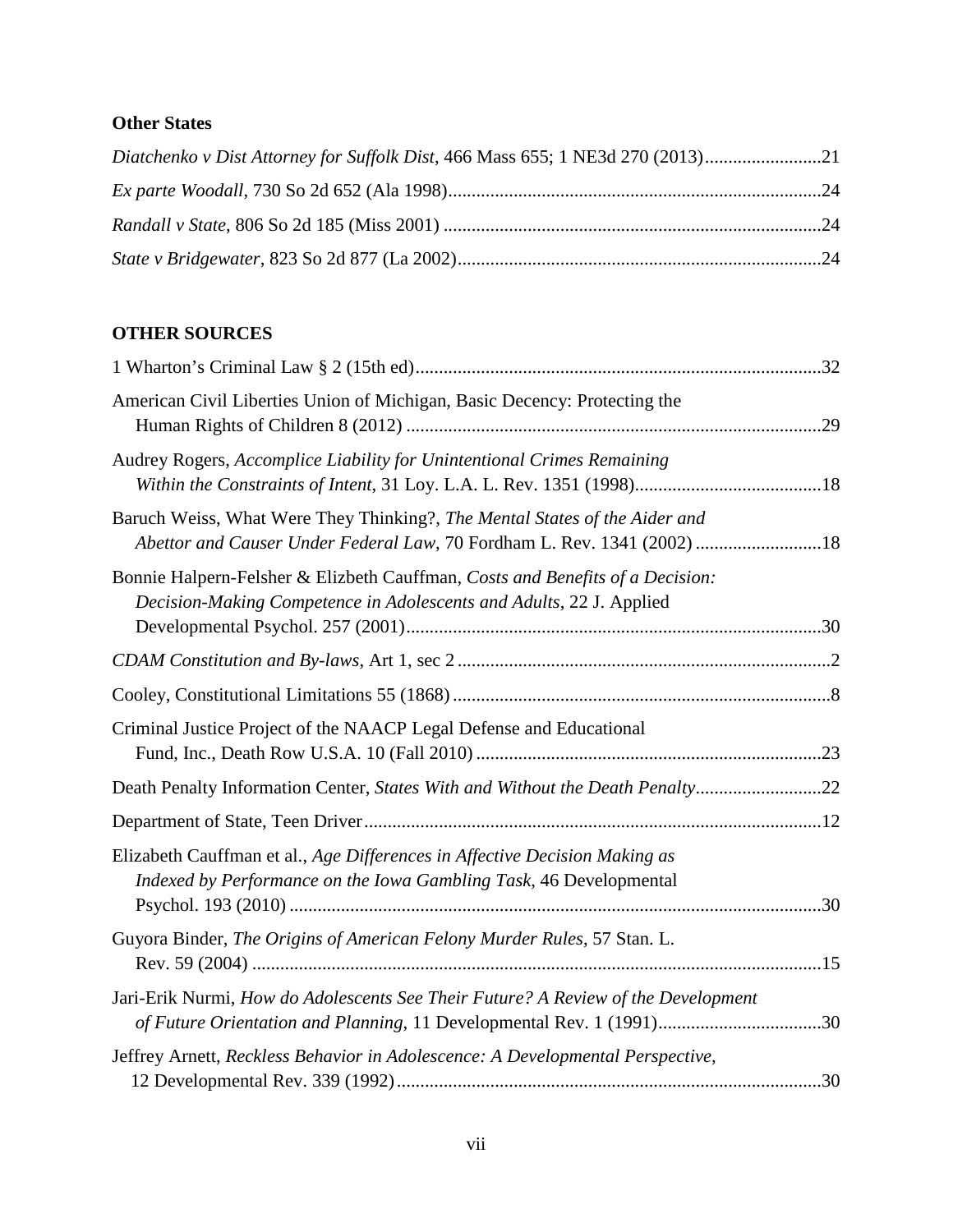**Other States**

*Diatchenko v Dist Attorney for Suffolk Dist*, 466 Mass 655; 1 NE3d 270 (2013) ......................... 21

*Ex parte Woodall*, 730 So 2d 652 (Ala 1998) ......................... 24

*Randall v State*, 806 So 2d 185 (Miss 2001) ......................... 24

*State v Bridgewater*, 823 So 2d 877 (La 2002) ......................... 24

**OTHER SOURCES**

1 Wharton's Criminal Law § 2 (15th ed) ......................... 32

American Civil Liberties Union of Michigan, Basic Decency: Protecting the Human Rights of Children 8 (2012) ......................... 29

Audrey Rogers, *Accomplice Liability for Unintentional Crimes Remaining Within the Constraints of Intent*, 31 Loy. L.A. L. Rev. 1351 (1998) ......................... 18

Baruch Weiss, What Were They Thinking?, *The Mental States of the Aider and Abettor and Causer Under Federal Law*, 70 Fordham L. Rev. 1341 (2002) ......................... 18

Bonnie Halpern-Felsher & Elizbeth Cauffman, *Costs and Benefits of a Decision: Decision-Making Competence in Adolescents and Adults*, 22 J. Applied Developmental Psychol. 257 (2001) ......................... 30

*CDAM Constitution and By-laws*, Art 1, sec 2 ......................... 2

Cooley, Constitutional Limitations 55 (1868) ......................... 8

Criminal Justice Project of the NAACP Legal Defense and Educational Fund, Inc., Death Row U.S.A. 10 (Fall 2010) ......................... 23

Death Penalty Information Center, *States With and Without the Death Penalty* ......................... 22

Department of State, Teen Driver ......................... 12

Elizabeth Cauffman et al., *Age Differences in Affective Decision Making as Indexed by Performance on the Iowa Gambling Task*, 46 Developmental Psychol. 193 (2010) ......................... 30

Guyora Binder, *The Origins of American Felony Murder Rules*, 57 Stan. L. Rev. 59 (2004) ......................... 15

Jari-Erik Nurmi, *How do Adolescents See Their Future? A Review of the Development of Future Orientation and Planning*, 11 Developmental Rev. 1 (1991) ......................... 30

Jeffrey Arnett, *Reckless Behavior in Adolescence: A Developmental Perspective*, 12 Developmental Rev. 339 (1992) ......................... 30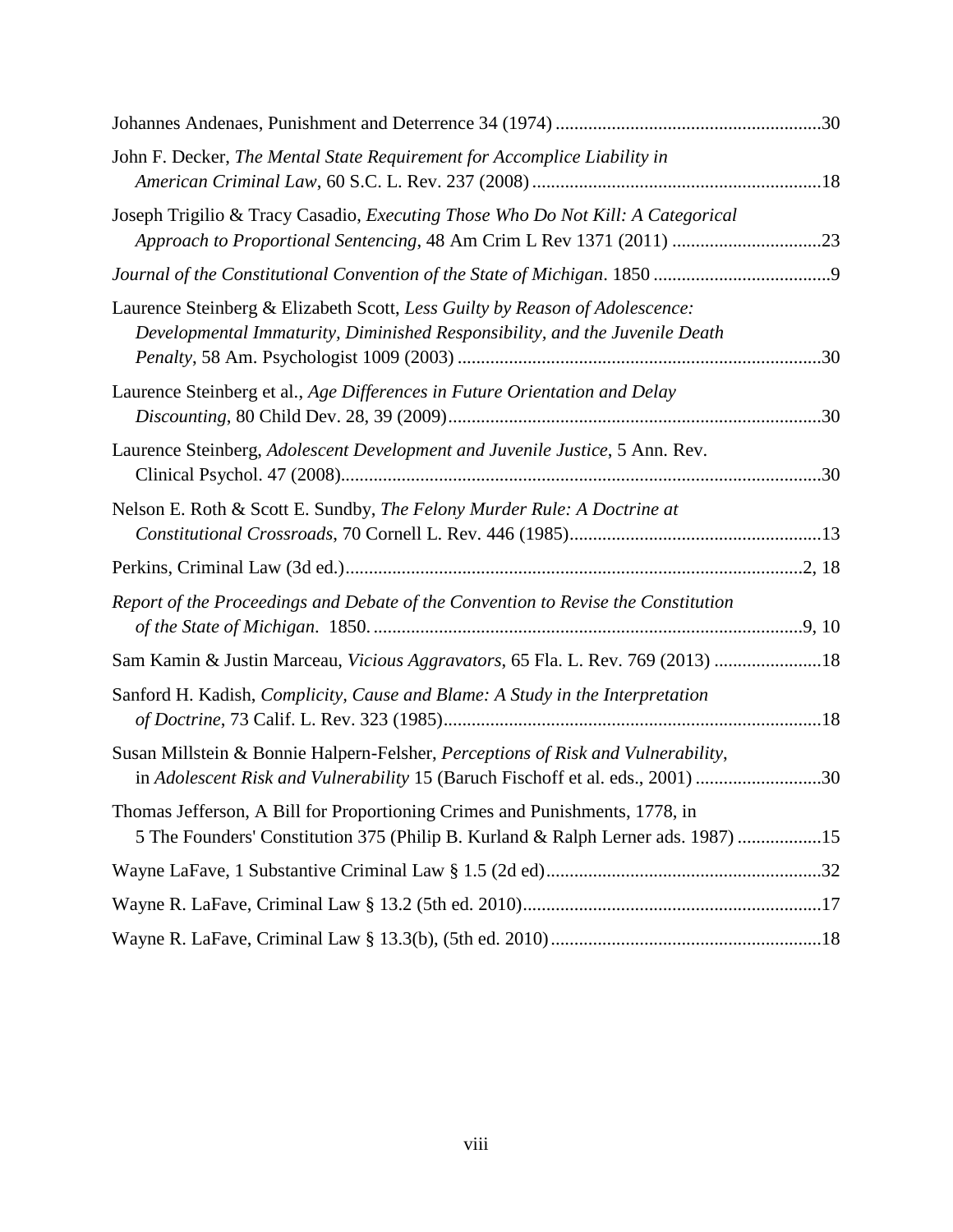Johannes Andenaes, Punishment and Deterrence 34 (1974) ........................................................30

John F. Decker, *The Mental State Requirement for Accomplice Liability in American Criminal Law*, 60 S.C. L. Rev. 237 (2008) .............................................................18

Joseph Trigilio & Tracy Casadio, *Executing Those Who Do Not Kill: A Categorical Approach to Proportional Sentencing*, 48 Am Crim L Rev 1371 (2011) ...............................23

*Journal of the Constitutional Convention of the State of Michigan*. 1850 ......................................9

Laurence Steinberg & Elizabeth Scott, *Less Guilty by Reason of Adolescence: Developmental Immaturity, Diminished Responsibility, and the Juvenile Death Penalty*, 58 Am. Psychologist 1009 (2003) ............................................................................30

Laurence Steinberg et al., *Age Differences in Future Orientation and Delay Discounting*, 80 Child Dev. 28, 39 (2009)...............................................................................30

Laurence Steinberg, *Adolescent Development and Juvenile Justice*, 5 Ann. Rev. Clinical Psychol. 47 (2008).....................................................................................................30

Nelson E. Roth & Scott E. Sundby, *The Felony Murder Rule: A Doctrine at Constitutional Crossroads*, 70 Cornell L. Rev. 446 (1985).....................................................13

Perkins, Criminal Law (3d ed.).................................................................................................2, 18

*Report of the Proceedings and Debate of the Convention to Revise the Constitution of the State of Michigan*. 1850. ............................................................................................9, 10

Sam Kamin & Justin Marceau, *Vicious Aggravators*, 65 Fla. L. Rev. 769 (2013) .......................18

Sanford H. Kadish, *Complicity, Cause and Blame: A Study in the Interpretation of Doctrine*, 73 Calif. L. Rev. 323 (1985)................................................................................18

Susan Millstein & Bonnie Halpern-Felsher, *Perceptions of Risk and Vulnerability*, in *Adolescent Risk and Vulnerability* 15 (Baruch Fischoff et al. eds., 2001) ...........................30

Thomas Jefferson, A Bill for Proportioning Crimes and Punishments, 1778, in 5 The Founders' Constitution 375 (Philip B. Kurland & Ralph Lerner ads. 1987) .................15

Wayne LaFave, 1 Substantive Criminal Law § 1.5 (2d ed)..........................................................32

Wayne R. LaFave, Criminal Law § 13.2 (5th ed. 2010)................................................................17

Wayne R. LaFave, Criminal Law § 13.3(b), (5th ed. 2010)..........................................................18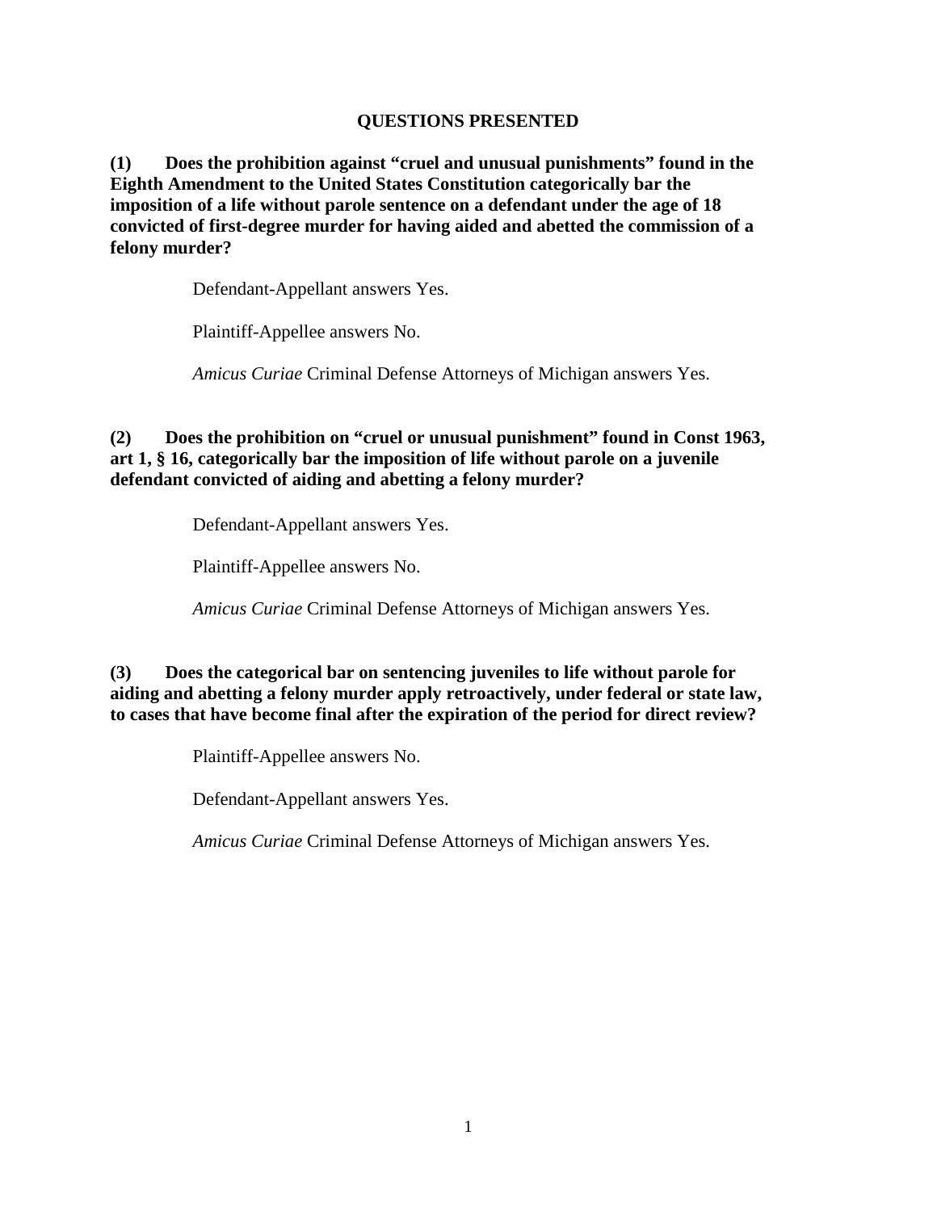## QUESTIONS PRESENTED

**(1) Does the prohibition against "cruel and unusual punishments" found in the Eighth Amendment to the United States Constitution categorically bar the imposition of a life without parole sentence on a defendant under the age of 18 convicted of first-degree murder for having aided and abetted the commission of a felony murder?**

Defendant-Appellant answers Yes.

Plaintiff-Appellee answers No.

*Amicus Curiae* Criminal Defense Attorneys of Michigan answers Yes.

**(2) Does the prohibition on "cruel or unusual punishment" found in Const 1963, art 1, § 16, categorically bar the imposition of life without parole on a juvenile defendant convicted of aiding and abetting a felony murder?**

Defendant-Appellant answers Yes.

Plaintiff-Appellee answers No.

*Amicus Curiae* Criminal Defense Attorneys of Michigan answers Yes.

**(3) Does the categorical bar on sentencing juveniles to life without parole for aiding and abetting a felony murder apply retroactively, under federal or state law, to cases that have become final after the expiration of the period for direct review?**

Plaintiff-Appellee answers No.

Defendant-Appellant answers Yes.

*Amicus Curiae* Criminal Defense Attorneys of Michigan answers Yes.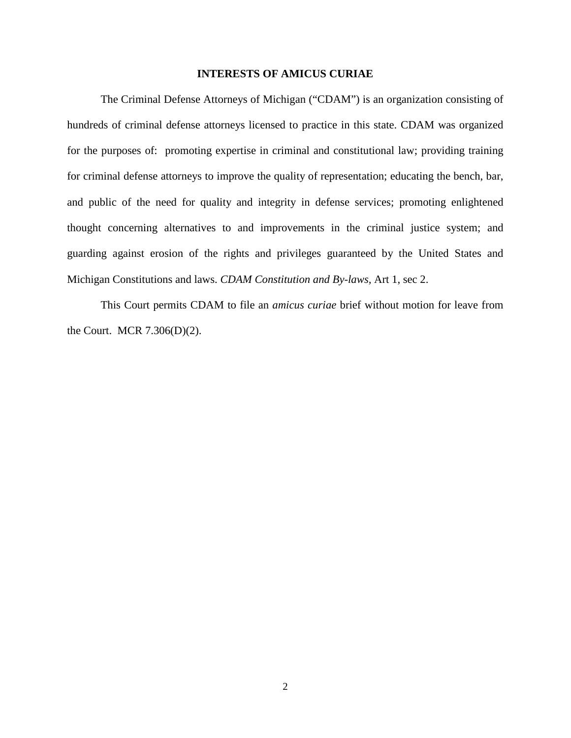## INTERESTS OF AMICUS CURIAE

The Criminal Defense Attorneys of Michigan ("CDAM") is an organization consisting of hundreds of criminal defense attorneys licensed to practice in this state. CDAM was organized for the purposes of: promoting expertise in criminal and constitutional law; providing training for criminal defense attorneys to improve the quality of representation; educating the bench, bar, and public of the need for quality and integrity in defense services; promoting enlightened thought concerning alternatives to and improvements in the criminal justice system; and guarding against erosion of the rights and privileges guaranteed by the United States and Michigan Constitutions and laws. *CDAM Constitution and By-laws,* Art 1, sec 2.

This Court permits CDAM to file an *amicus curiae* brief without motion for leave from the Court. MCR 7.306(D)(2).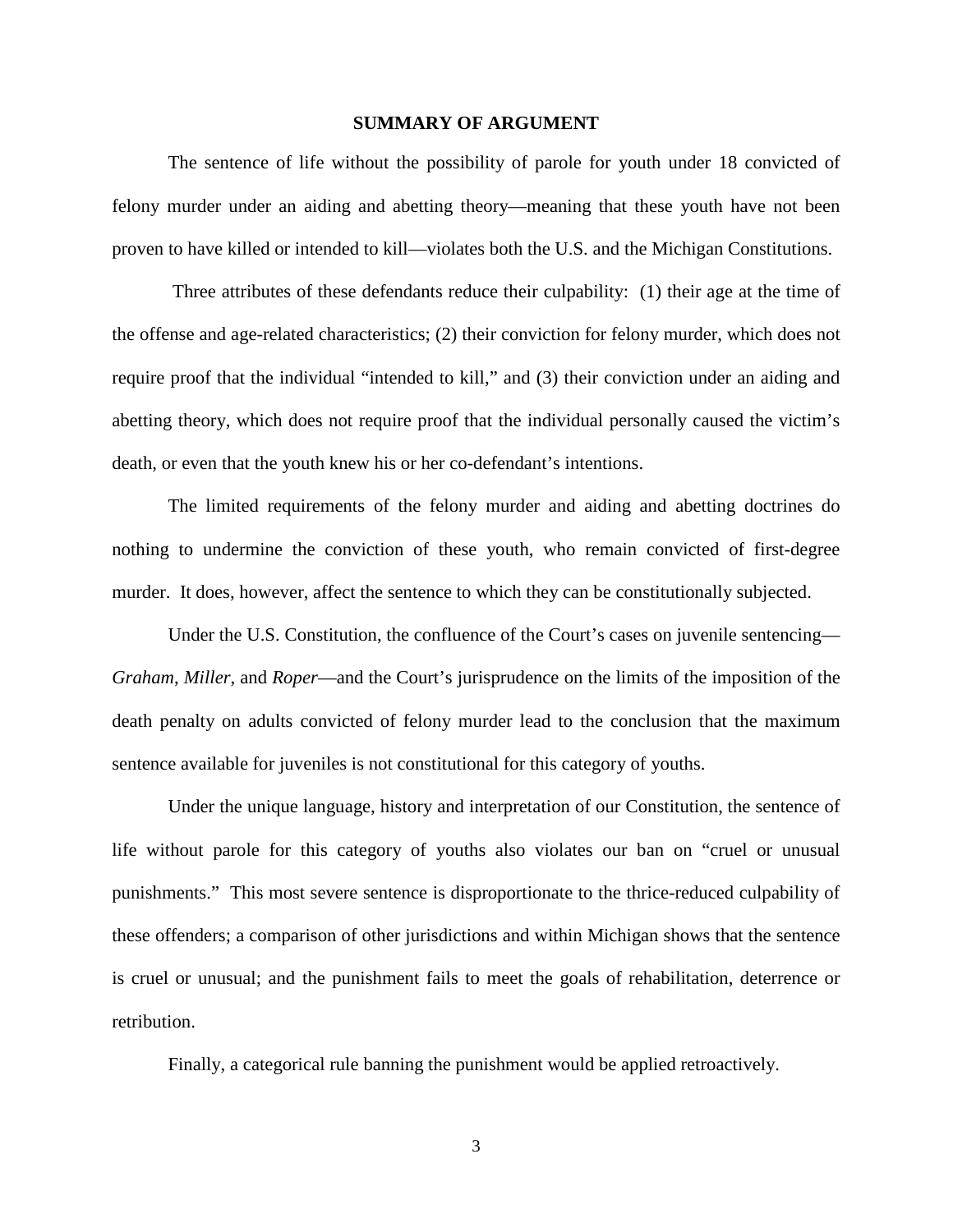## SUMMARY OF ARGUMENT

The sentence of life without the possibility of parole for youth under 18 convicted of felony murder under an aiding and abetting theory—meaning that these youth have not been proven to have killed or intended to kill—violates both the U.S. and the Michigan Constitutions.

Three attributes of these defendants reduce their culpability: (1) their age at the time of the offense and age-related characteristics; (2) their conviction for felony murder, which does not require proof that the individual "intended to kill," and (3) their conviction under an aiding and abetting theory, which does not require proof that the individual personally caused the victim's death, or even that the youth knew his or her co-defendant's intentions.

The limited requirements of the felony murder and aiding and abetting doctrines do nothing to undermine the conviction of these youth, who remain convicted of first-degree murder. It does, however, affect the sentence to which they can be constitutionally subjected.

Under the U.S. Constitution, the confluence of the Court's cases on juvenile sentencing—*Graham*, *Miller*, and *Roper*—and the Court's jurisprudence on the limits of the imposition of the death penalty on adults convicted of felony murder lead to the conclusion that the maximum sentence available for juveniles is not constitutional for this category of youths.

Under the unique language, history and interpretation of our Constitution, the sentence of life without parole for this category of youths also violates our ban on "cruel or unusual punishments." This most severe sentence is disproportionate to the thrice-reduced culpability of these offenders; a comparison of other jurisdictions and within Michigan shows that the sentence is cruel or unusual; and the punishment fails to meet the goals of rehabilitation, deterrence or retribution.

Finally, a categorical rule banning the punishment would be applied retroactively.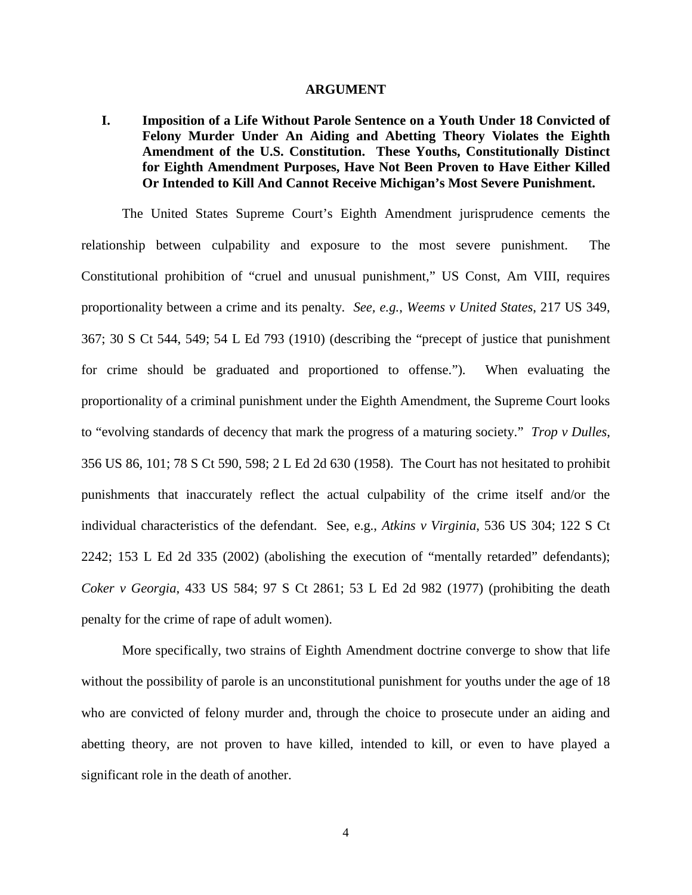## ARGUMENT

**I. Imposition of a Life Without Parole Sentence on a Youth Under 18 Convicted of Felony Murder Under An Aiding and Abetting Theory Violates the Eighth Amendment of the U.S. Constitution. These Youths, Constitutionally Distinct for Eighth Amendment Purposes, Have Not Been Proven to Have Either Killed Or Intended to Kill And Cannot Receive Michigan's Most Severe Punishment.**

The United States Supreme Court's Eighth Amendment jurisprudence cements the relationship between culpability and exposure to the most severe punishment. The Constitutional prohibition of "cruel and unusual punishment," US Const, Am VIII, requires proportionality between a crime and its penalty. *See, e.g.*, *Weems v United States*, 217 US 349, 367; 30 S Ct 544, 549; 54 L Ed 793 (1910) (describing the "precept of justice that punishment for crime should be graduated and proportioned to offense."). When evaluating the proportionality of a criminal punishment under the Eighth Amendment, the Supreme Court looks to "evolving standards of decency that mark the progress of a maturing society." *Trop v Dulles*, 356 US 86, 101; 78 S Ct 590, 598; 2 L Ed 2d 630 (1958). The Court has not hesitated to prohibit punishments that inaccurately reflect the actual culpability of the crime itself and/or the individual characteristics of the defendant. See, e.g., *Atkins v Virginia*, 536 US 304; 122 S Ct 2242; 153 L Ed 2d 335 (2002) (abolishing the execution of "mentally retarded" defendants); *Coker v Georgia*, 433 US 584; 97 S Ct 2861; 53 L Ed 2d 982 (1977) (prohibiting the death penalty for the crime of rape of adult women).

More specifically, two strains of Eighth Amendment doctrine converge to show that life without the possibility of parole is an unconstitutional punishment for youths under the age of 18 who are convicted of felony murder and, through the choice to prosecute under an aiding and abetting theory, are not proven to have killed, intended to kill, or even to have played a significant role in the death of another.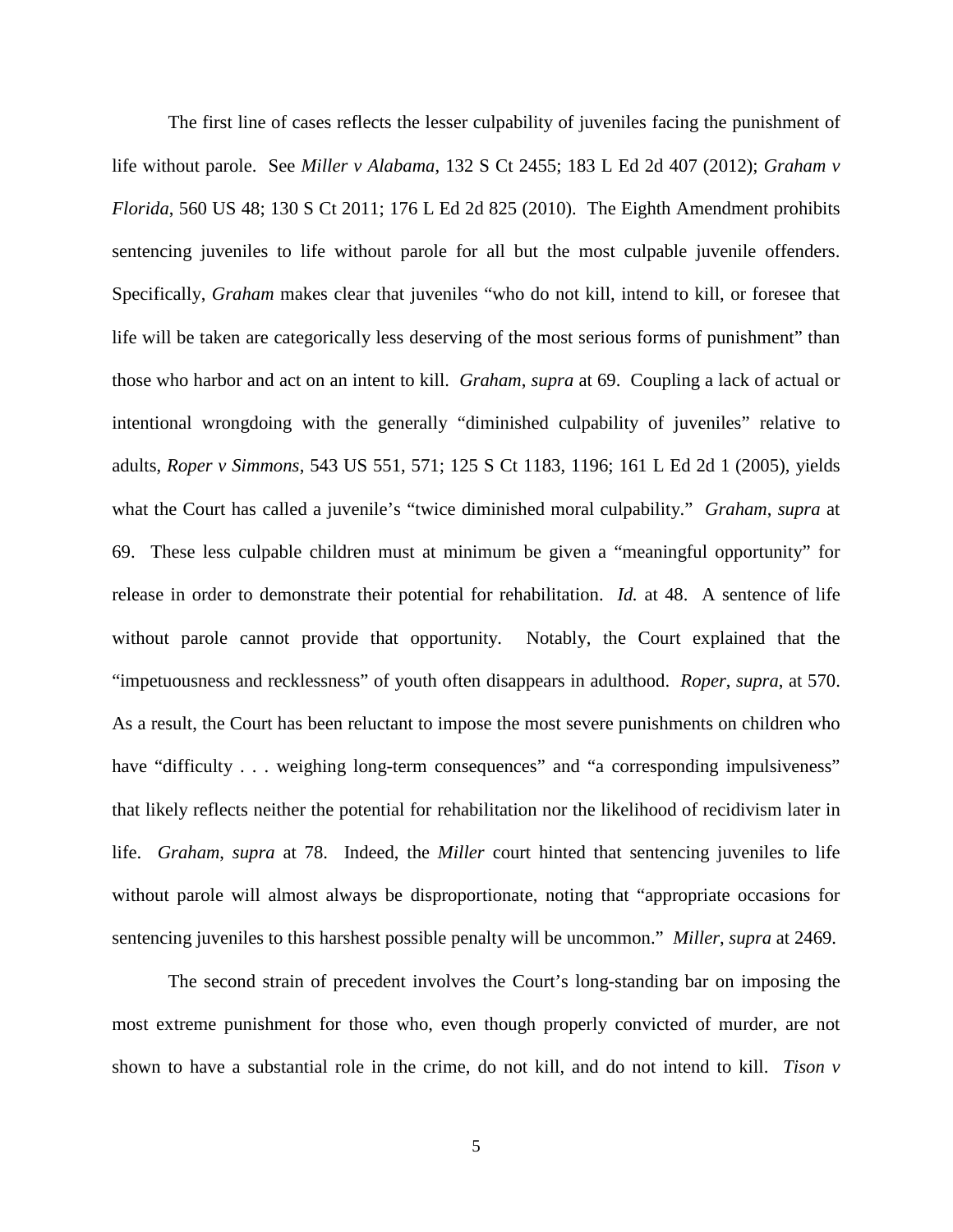The first line of cases reflects the lesser culpability of juveniles facing the punishment of life without parole. See *Miller v Alabama*, 132 S Ct 2455; 183 L Ed 2d 407 (2012); *Graham v Florida*, 560 US 48; 130 S Ct 2011; 176 L Ed 2d 825 (2010). The Eighth Amendment prohibits sentencing juveniles to life without parole for all but the most culpable juvenile offenders. Specifically, *Graham* makes clear that juveniles "who do not kill, intend to kill, or foresee that life will be taken are categorically less deserving of the most serious forms of punishment" than those who harbor and act on an intent to kill. *Graham*, *supra* at 69. Coupling a lack of actual or intentional wrongdoing with the generally "diminished culpability of juveniles" relative to adults, *Roper v Simmons*, 543 US 551, 571; 125 S Ct 1183, 1196; 161 L Ed 2d 1 (2005), yields what the Court has called a juvenile's "twice diminished moral culpability." *Graham*, *supra* at 69. These less culpable children must at minimum be given a "meaningful opportunity" for release in order to demonstrate their potential for rehabilitation. *Id.* at 48. A sentence of life without parole cannot provide that opportunity. Notably, the Court explained that the "impetuousness and recklessness" of youth often disappears in adulthood. *Roper*, *supra*, at 570. As a result, the Court has been reluctant to impose the most severe punishments on children who have "difficulty . . . weighing long-term consequences" and "a corresponding impulsiveness" that likely reflects neither the potential for rehabilitation nor the likelihood of recidivism later in life. *Graham*, *supra* at 78. Indeed, the *Miller* court hinted that sentencing juveniles to life without parole will almost always be disproportionate, noting that "appropriate occasions for sentencing juveniles to this harshest possible penalty will be uncommon." *Miller*, *supra* at 2469.

The second strain of precedent involves the Court's long-standing bar on imposing the most extreme punishment for those who, even though properly convicted of murder, are not shown to have a substantial role in the crime, do not kill, and do not intend to kill. *Tison v*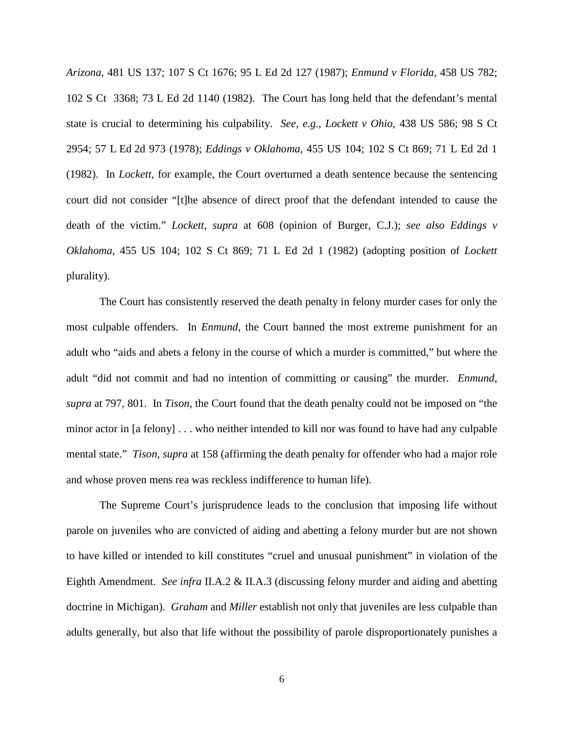*Arizona*, 481 US 137; 107 S Ct 1676; 95 L Ed 2d 127 (1987); *Enmund v Florida*, 458 US 782; 102 S Ct 3368; 73 L Ed 2d 1140 (1982). The Court has long held that the defendant's mental state is crucial to determining his culpability. *See, e.g.*, *Lockett v Ohio*, 438 US 586; 98 S Ct 2954; 57 L Ed 2d 973 (1978); *Eddings v Oklahoma*, 455 US 104; 102 S Ct 869; 71 L Ed 2d 1 (1982). In *Lockett*, for example, the Court overturned a death sentence because the sentencing court did not consider "[t]he absence of direct proof that the defendant intended to cause the death of the victim." *Lockett*, *supra* at 608 (opinion of Burger, C.J.); *see also Eddings v Oklahoma*, 455 US 104; 102 S Ct 869; 71 L Ed 2d 1 (1982) (adopting position of *Lockett* plurality).

The Court has consistently reserved the death penalty in felony murder cases for only the most culpable offenders. In *Enmund*, the Court banned the most extreme punishment for an adult who "aids and abets a felony in the course of which a murder is committed," but where the adult "did not commit and had no intention of committing or causing" the murder. *Enmund*, *supra* at 797, 801. In *Tison*, the Court found that the death penalty could not be imposed on "the minor actor in [a felony] . . . who neither intended to kill nor was found to have had any culpable mental state." *Tison*, *supra* at 158 (affirming the death penalty for offender who had a major role and whose proven mens rea was reckless indifference to human life).

The Supreme Court's jurisprudence leads to the conclusion that imposing life without parole on juveniles who are convicted of aiding and abetting a felony murder but are not shown to have killed or intended to kill constitutes "cruel and unusual punishment" in violation of the Eighth Amendment. *See infra* II.A.2 & II.A.3 (discussing felony murder and aiding and abetting doctrine in Michigan). *Graham* and *Miller* establish not only that juveniles are less culpable than adults generally, but also that life without the possibility of parole disproportionately punishes a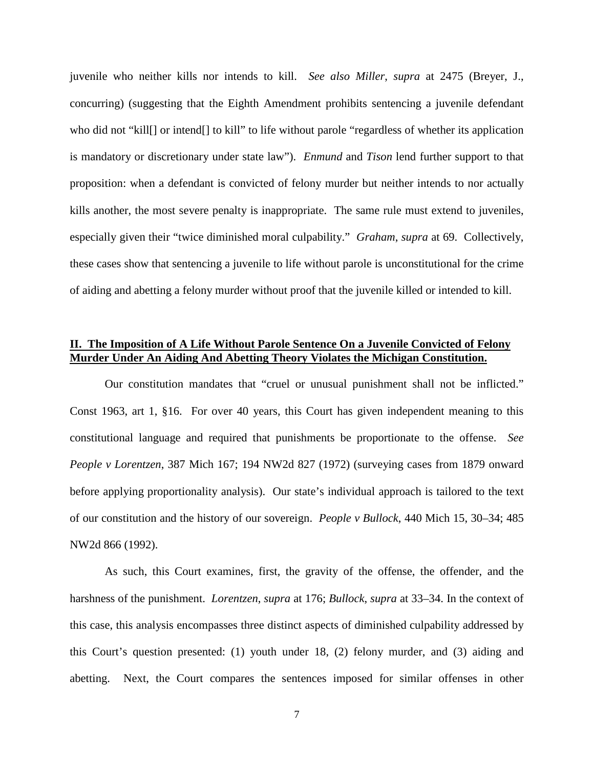juvenile who neither kills nor intends to kill. *See also Miller*, *supra* at 2475 (Breyer, J., concurring) (suggesting that the Eighth Amendment prohibits sentencing a juvenile defendant who did not "kill[] or intend[] to kill" to life without parole "regardless of whether its application is mandatory or discretionary under state law"). *Enmund* and *Tison* lend further support to that proposition: when a defendant is convicted of felony murder but neither intends to nor actually kills another, the most severe penalty is inappropriate. The same rule must extend to juveniles, especially given their "twice diminished moral culpability." *Graham*, *supra* at 69. Collectively, these cases show that sentencing a juvenile to life without parole is unconstitutional for the crime of aiding and abetting a felony murder without proof that the juvenile killed or intended to kill.

## **II. The Imposition of A Life Without Parole Sentence On a Juvenile Convicted of Felony Murder Under An Aiding And Abetting Theory Violates the Michigan Constitution.**

Our constitution mandates that "cruel or unusual punishment shall not be inflicted." Const 1963, art 1, §16. For over 40 years, this Court has given independent meaning to this constitutional language and required that punishments be proportionate to the offense. *See People v Lorentzen*, 387 Mich 167; 194 NW2d 827 (1972) (surveying cases from 1879 onward before applying proportionality analysis). Our state's individual approach is tailored to the text of our constitution and the history of our sovereign. *People v Bullock*, 440 Mich 15, 30–34; 485 NW2d 866 (1992).

As such, this Court examines, first, the gravity of the offense, the offender, and the harshness of the punishment. *Lorentzen*, *supra* at 176; *Bullock*, *supra* at 33–34. In the context of this case, this analysis encompasses three distinct aspects of diminished culpability addressed by this Court's question presented: (1) youth under 18, (2) felony murder, and (3) aiding and abetting. Next, the Court compares the sentences imposed for similar offenses in other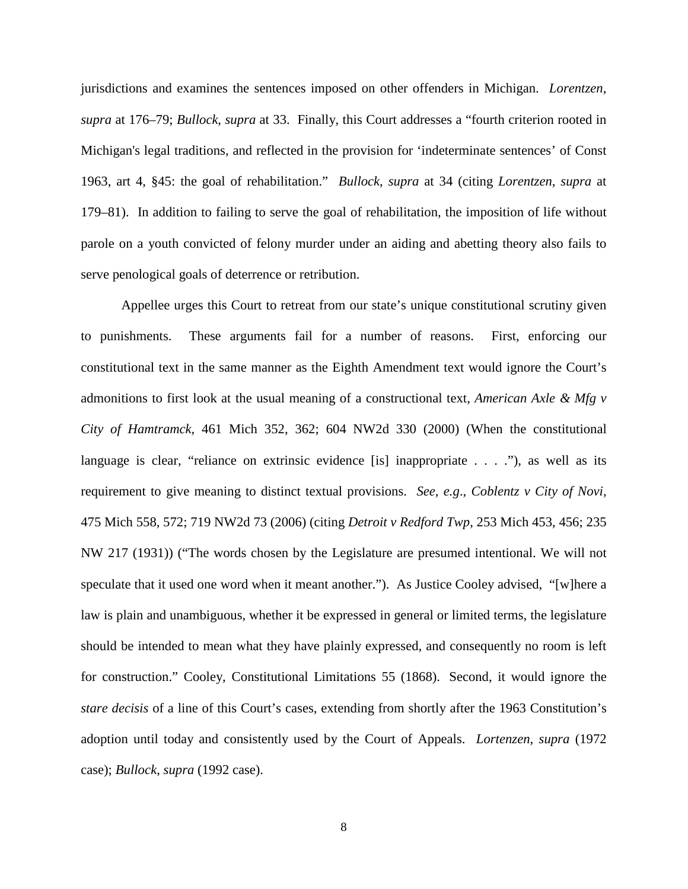jurisdictions and examines the sentences imposed on other offenders in Michigan. *Lorentzen*, *supra* at 176–79; *Bullock*, *supra* at 33. Finally, this Court addresses a "fourth criterion rooted in Michigan's legal traditions, and reflected in the provision for 'indeterminate sentences' of Const 1963, art 4, §45: the goal of rehabilitation." *Bullock*, *supra* at 34 (citing *Lorentzen*, *supra* at 179–81). In addition to failing to serve the goal of rehabilitation, the imposition of life without parole on a youth convicted of felony murder under an aiding and abetting theory also fails to serve penological goals of deterrence or retribution.

Appellee urges this Court to retreat from our state's unique constitutional scrutiny given to punishments. These arguments fail for a number of reasons. First, enforcing our constitutional text in the same manner as the Eighth Amendment text would ignore the Court's admonitions to first look at the usual meaning of a constructional text, *American Axle & Mfg v City of Hamtramck*, 461 Mich 352, 362; 604 NW2d 330 (2000) (When the constitutional language is clear, "reliance on extrinsic evidence [is] inappropriate . . . ."), as well as its requirement to give meaning to distinct textual provisions. *See, e.g*., *Coblentz v City of Novi*, 475 Mich 558, 572; 719 NW2d 73 (2006) (citing *Detroit v Redford Twp*, 253 Mich 453, 456; 235 NW 217 (1931)) ("The words chosen by the Legislature are presumed intentional. We will not speculate that it used one word when it meant another."). As Justice Cooley advised, "[w]here a law is plain and unambiguous, whether it be expressed in general or limited terms, the legislature should be intended to mean what they have plainly expressed, and consequently no room is left for construction." Cooley, Constitutional Limitations 55 (1868). Second, it would ignore the *stare decisis* of a line of this Court's cases, extending from shortly after the 1963 Constitution's adoption until today and consistently used by the Court of Appeals. *Lortenzen*, *supra* (1972 case); *Bullock*, *supra* (1992 case).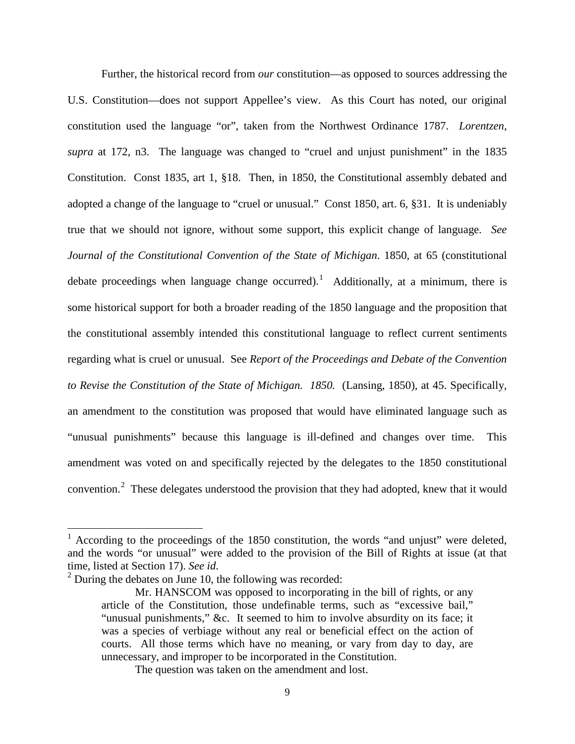Further, the historical record from *our* constitution—as opposed to sources addressing the U.S. Constitution—does not support Appellee's view. As this Court has noted, our original constitution used the language "or", taken from the Northwest Ordinance 1787. *Lorentzen, supra* at 172, n3. The language was changed to "cruel and unjust punishment" in the 1835 Constitution. Const 1835, art 1, §18. Then, in 1850, the Constitutional assembly debated and adopted a change of the language to "cruel or unusual." Const 1850, art. 6, §31. It is undeniably true that we should not ignore, without some support, this explicit change of language. *See Journal of the Constitutional Convention of the State of Michigan*. 1850, at 65 (constitutional debate proceedings when language change occurred).[1] Additionally, at a minimum, there is some historical support for both a broader reading of the 1850 language and the proposition that the constitutional assembly intended this constitutional language to reflect current sentiments regarding what is cruel or unusual. See *Report of the Proceedings and Debate of the Convention to Revise the Constitution of the State of Michigan. 1850.* (Lansing, 1850), at 45. Specifically, an amendment to the constitution was proposed that would have eliminated language such as "unusual punishments" because this language is ill-defined and changes over time. This amendment was voted on and specifically rejected by the delegates to the 1850 constitutional convention.[2] These delegates understood the provision that they had adopted, knew that it would

---

[1] According to the proceedings of the 1850 constitution, the words "and unjust" were deleted, and the words "or unusual" were added to the provision of the Bill of Rights at issue (at that time, listed at Section 17). *See id*.

[2] During the debates on June 10, the following was recorded:

> Mr. HANSCOM was opposed to incorporating in the bill of rights, or any article of the Constitution, those undefinable terms, such as "excessive bail," "unusual punishments," &c. It seemed to him to involve absurdity on its face; it was a species of verbiage without any real or beneficial effect on the action of courts. All those terms which have no meaning, or vary from day to day, are unnecessary, and improper to be incorporated in the Constitution.
>
> The question was taken on the amendment and lost.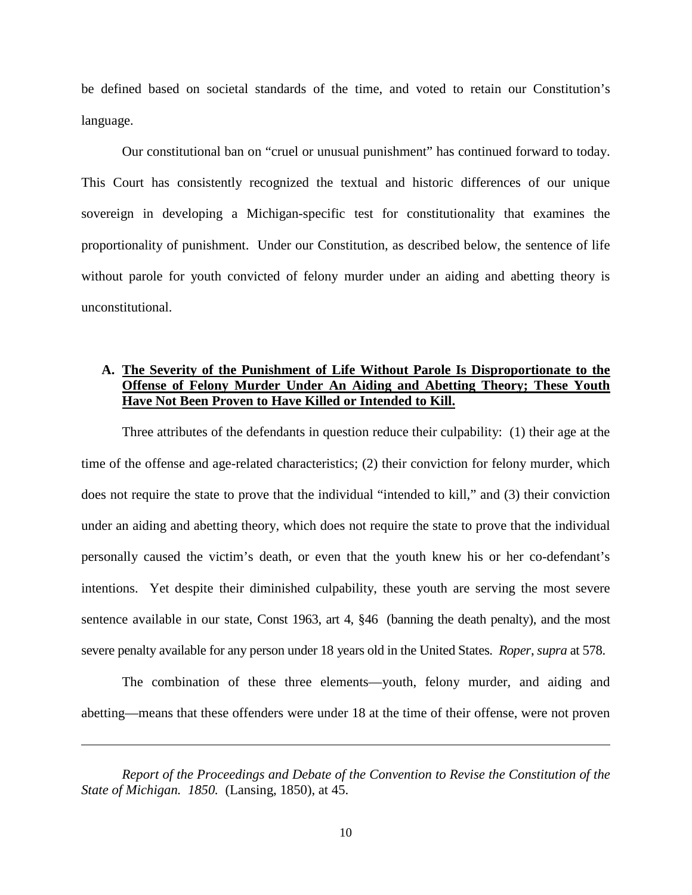be defined based on societal standards of the time, and voted to retain our Constitution's language.

Our constitutional ban on "cruel or unusual punishment" has continued forward to today. This Court has consistently recognized the textual and historic differences of our unique sovereign in developing a Michigan-specific test for constitutionality that examines the proportionality of punishment. Under our Constitution, as described below, the sentence of life without parole for youth convicted of felony murder under an aiding and abetting theory is unconstitutional.

**A. <u>The Severity of the Punishment of Life Without Parole Is Disproportionate to the Offense of Felony Murder Under An Aiding and Abetting Theory; These Youth Have Not Been Proven to Have Killed or Intended to Kill.</u>**

Three attributes of the defendants in question reduce their culpability: (1) their age at the time of the offense and age-related characteristics; (2) their conviction for felony murder, which does not require the state to prove that the individual "intended to kill," and (3) their conviction under an aiding and abetting theory, which does not require the state to prove that the individual personally caused the victim's death, or even that the youth knew his or her co-defendant's intentions. Yet despite their diminished culpability, these youth are serving the most severe sentence available in our state, Const 1963, art 4, §46 (banning the death penalty), and the most severe penalty available for any person under 18 years old in the United States. *Roper*, *supra* at 578.

The combination of these three elements—youth, felony murder, and aiding and abetting—means that these offenders were under 18 at the time of their offense, were not proven

---

*Report of the Proceedings and Debate of the Convention to Revise the Constitution of the State of Michigan. 1850.* (Lansing, 1850), at 45.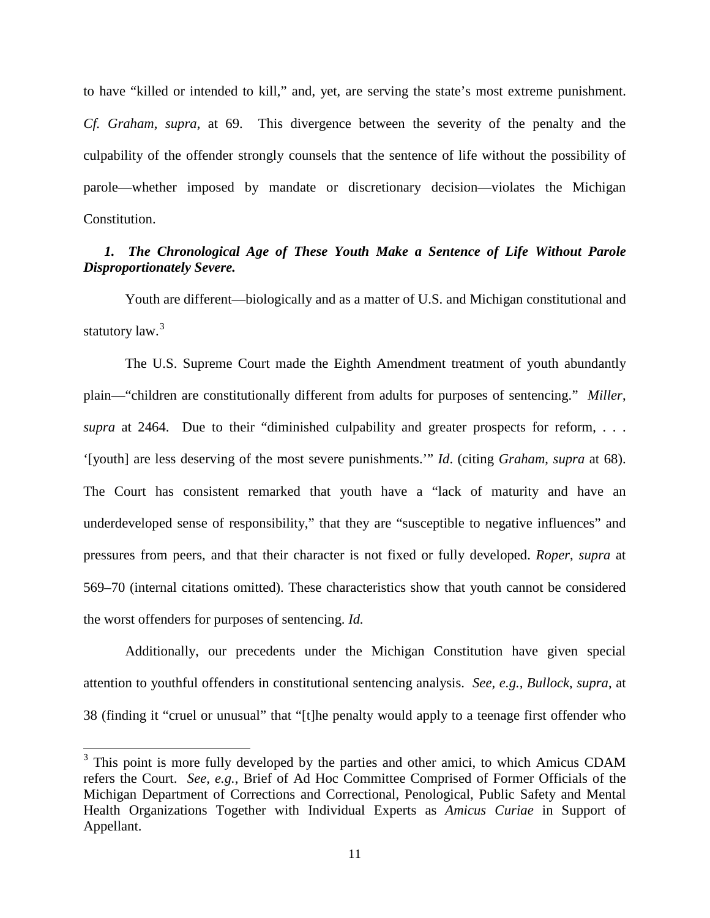to have "killed or intended to kill," and, yet, are serving the state's most extreme punishment. *Cf. Graham*, *supra*, at 69. This divergence between the severity of the penalty and the culpability of the offender strongly counsels that the sentence of life without the possibility of parole—whether imposed by mandate or discretionary decision—violates the Michigan Constitution.

***1. The Chronological Age of These Youth Make a Sentence of Life Without Parole Disproportionately Severe.***

Youth are different—biologically and as a matter of U.S. and Michigan constitutional and statutory law.[3]

The U.S. Supreme Court made the Eighth Amendment treatment of youth abundantly plain—"children are constitutionally different from adults for purposes of sentencing." *Miller*, *supra* at 2464. Due to their "diminished culpability and greater prospects for reform, . . . '[youth] are less deserving of the most severe punishments.'" *Id*. (citing *Graham*, *supra* at 68). The Court has consistent remarked that youth have a "lack of maturity and have an underdeveloped sense of responsibility," that they are "susceptible to negative influences" and pressures from peers, and that their character is not fixed or fully developed. *Roper*, *supra* at 569–70 (internal citations omitted). These characteristics show that youth cannot be considered the worst offenders for purposes of sentencing. *Id.*

Additionally, our precedents under the Michigan Constitution have given special attention to youthful offenders in constitutional sentencing analysis. *See, e.g.*, *Bullock*, *supra*, at 38 (finding it "cruel or unusual" that "[t]he penalty would apply to a teenage first offender who

---

[3] This point is more fully developed by the parties and other amici, to which Amicus CDAM refers the Court. *See, e.g.*, Brief of Ad Hoc Committee Comprised of Former Officials of the Michigan Department of Corrections and Correctional, Penological, Public Safety and Mental Health Organizations Together with Individual Experts as *Amicus Curiae* in Support of Appellant.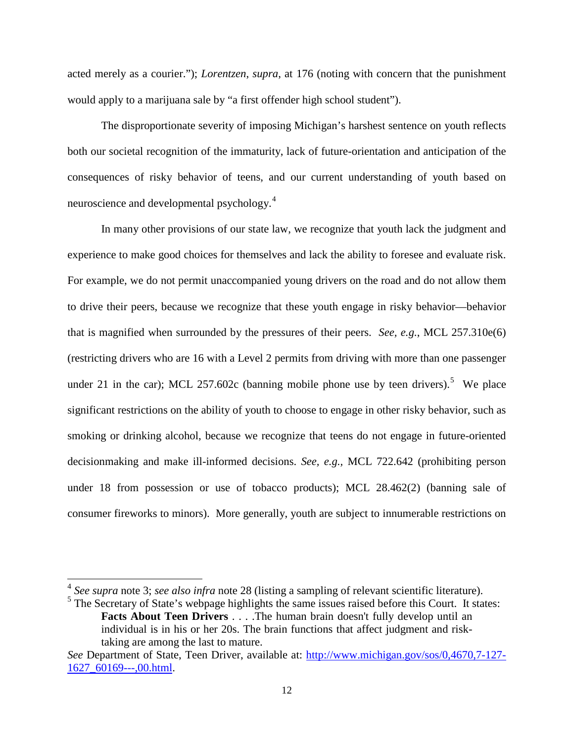acted merely as a courier."); *Lorentzen*, *supra*, at 176 (noting with concern that the punishment would apply to a marijuana sale by "a first offender high school student").

The disproportionate severity of imposing Michigan's harshest sentence on youth reflects both our societal recognition of the immaturity, lack of future-orientation and anticipation of the consequences of risky behavior of teens, and our current understanding of youth based on neuroscience and developmental psychology.[4]

In many other provisions of our state law, we recognize that youth lack the judgment and experience to make good choices for themselves and lack the ability to foresee and evaluate risk. For example, we do not permit unaccompanied young drivers on the road and do not allow them to drive their peers, because we recognize that these youth engage in risky behavior—behavior that is magnified when surrounded by the pressures of their peers. *See, e.g.*, MCL 257.310e(6) (restricting drivers who are 16 with a Level 2 permits from driving with more than one passenger under 21 in the car); MCL 257.602c (banning mobile phone use by teen drivers).[5] We place significant restrictions on the ability of youth to choose to engage in other risky behavior, such as smoking or drinking alcohol, because we recognize that teens do not engage in future-oriented decisionmaking and make ill-informed decisions. *See, e.g.,* MCL 722.642 (prohibiting person under 18 from possession or use of tobacco products); MCL 28.462(2) (banning sale of consumer fireworks to minors). More generally, youth are subject to innumerable restrictions on

---

[4] *See supra* note 3; *see also infra* note 28 (listing a sampling of relevant scientific literature).

[5] The Secretary of State's webpage highlights the same issues raised before this Court. It states:

> **Facts About Teen Drivers** . . . .The human brain doesn't fully develop until an individual is in his or her 20s. The brain functions that affect judgment and risk-taking are among the last to mature.

*See* Department of State, Teen Driver, available at: http://www.michigan.gov/sos/0,4670,7-127-1627_60169---,00.html.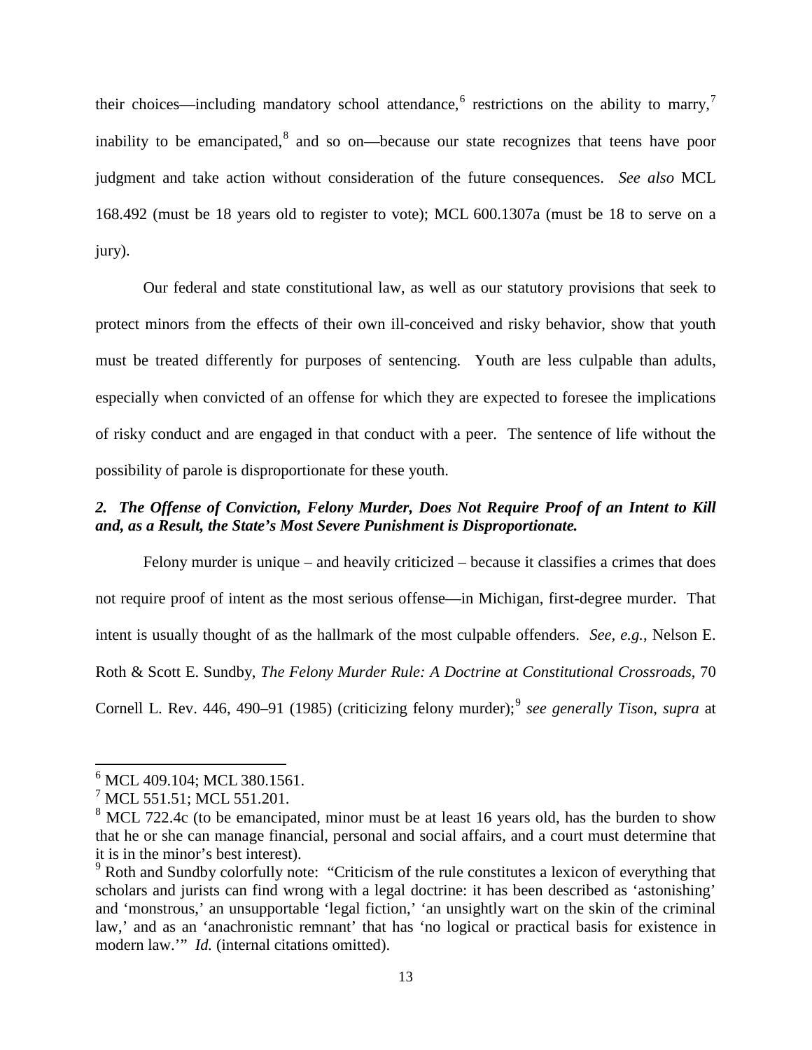their choices—including mandatory school attendance,[6] restrictions on the ability to marry,[7] inability to be emancipated,[8] and so on—because our state recognizes that teens have poor judgment and take action without consideration of the future consequences. *See also* MCL 168.492 (must be 18 years old to register to vote); MCL 600.1307a (must be 18 to serve on a jury).

Our federal and state constitutional law, as well as our statutory provisions that seek to protect minors from the effects of their own ill-conceived and risky behavior, show that youth must be treated differently for purposes of sentencing. Youth are less culpable than adults, especially when convicted of an offense for which they are expected to foresee the implications of risky conduct and are engaged in that conduct with a peer. The sentence of life without the possibility of parole is disproportionate for these youth.

### *2. The Offense of Conviction, Felony Murder, Does Not Require Proof of an Intent to Kill and, as a Result, the State's Most Severe Punishment is Disproportionate.*

Felony murder is unique – and heavily criticized – because it classifies a crimes that does not require proof of intent as the most serious offense—in Michigan, first-degree murder. That intent is usually thought of as the hallmark of the most culpable offenders. *See, e.g.*, Nelson E. Roth & Scott E. Sundby, *The Felony Murder Rule: A Doctrine at Constitutional Crossroads*, 70 Cornell L. Rev. 446, 490–91 (1985) (criticizing felony murder);[9] *see generally Tison*, *supra* at

---

[6] MCL 409.104; MCL 380.1561.

[7] MCL 551.51; MCL 551.201.

[8] MCL 722.4c (to be emancipated, minor must be at least 16 years old, has the burden to show that he or she can manage financial, personal and social affairs, and a court must determine that it is in the minor's best interest).

[9] Roth and Sundby colorfully note: "Criticism of the rule constitutes a lexicon of everything that scholars and jurists can find wrong with a legal doctrine: it has been described as 'astonishing' and 'monstrous,' an unsupportable 'legal fiction,' 'an unsightly wart on the skin of the criminal law,' and as an 'anachronistic remnant' that has 'no logical or practical basis for existence in modern law.'" *Id.* (internal citations omitted).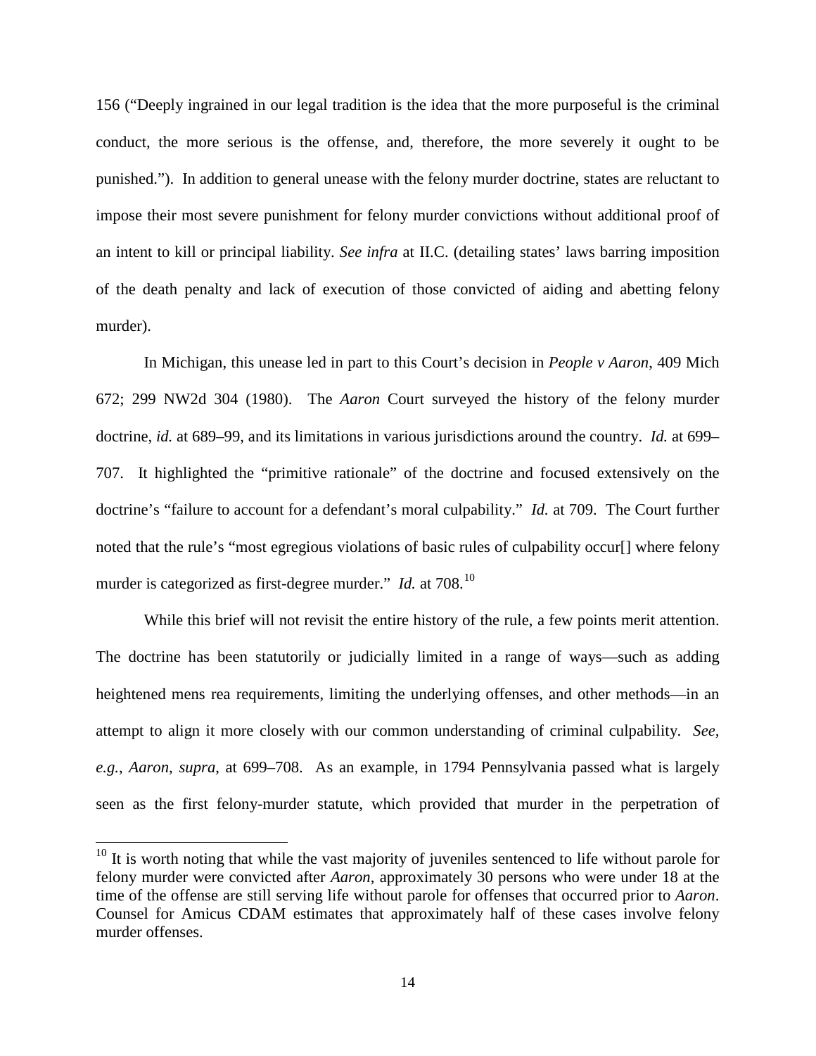156 ("Deeply ingrained in our legal tradition is the idea that the more purposeful is the criminal conduct, the more serious is the offense, and, therefore, the more severely it ought to be punished."). In addition to general unease with the felony murder doctrine, states are reluctant to impose their most severe punishment for felony murder convictions without additional proof of an intent to kill or principal liability. *See infra* at II.C. (detailing states' laws barring imposition of the death penalty and lack of execution of those convicted of aiding and abetting felony murder).

In Michigan, this unease led in part to this Court's decision in *People v Aaron*, 409 Mich 672; 299 NW2d 304 (1980). The *Aaron* Court surveyed the history of the felony murder doctrine, *id.* at 689–99, and its limitations in various jurisdictions around the country. *Id.* at 699–707. It highlighted the "primitive rationale" of the doctrine and focused extensively on the doctrine's "failure to account for a defendant's moral culpability." *Id.* at 709. The Court further noted that the rule's "most egregious violations of basic rules of culpability occur[] where felony murder is categorized as first-degree murder." *Id.* at 708.[10]

While this brief will not revisit the entire history of the rule, a few points merit attention. The doctrine has been statutorily or judicially limited in a range of ways—such as adding heightened mens rea requirements, limiting the underlying offenses, and other methods—in an attempt to align it more closely with our common understanding of criminal culpability. *See, e.g.*, *Aaron*, *supra*, at 699–708. As an example, in 1794 Pennsylvania passed what is largely seen as the first felony-murder statute, which provided that murder in the perpetration of

[10] It is worth noting that while the vast majority of juveniles sentenced to life without parole for felony murder were convicted after *Aaron*, approximately 30 persons who were under 18 at the time of the offense are still serving life without parole for offenses that occurred prior to *Aaron*. Counsel for Amicus CDAM estimates that approximately half of these cases involve felony murder offenses.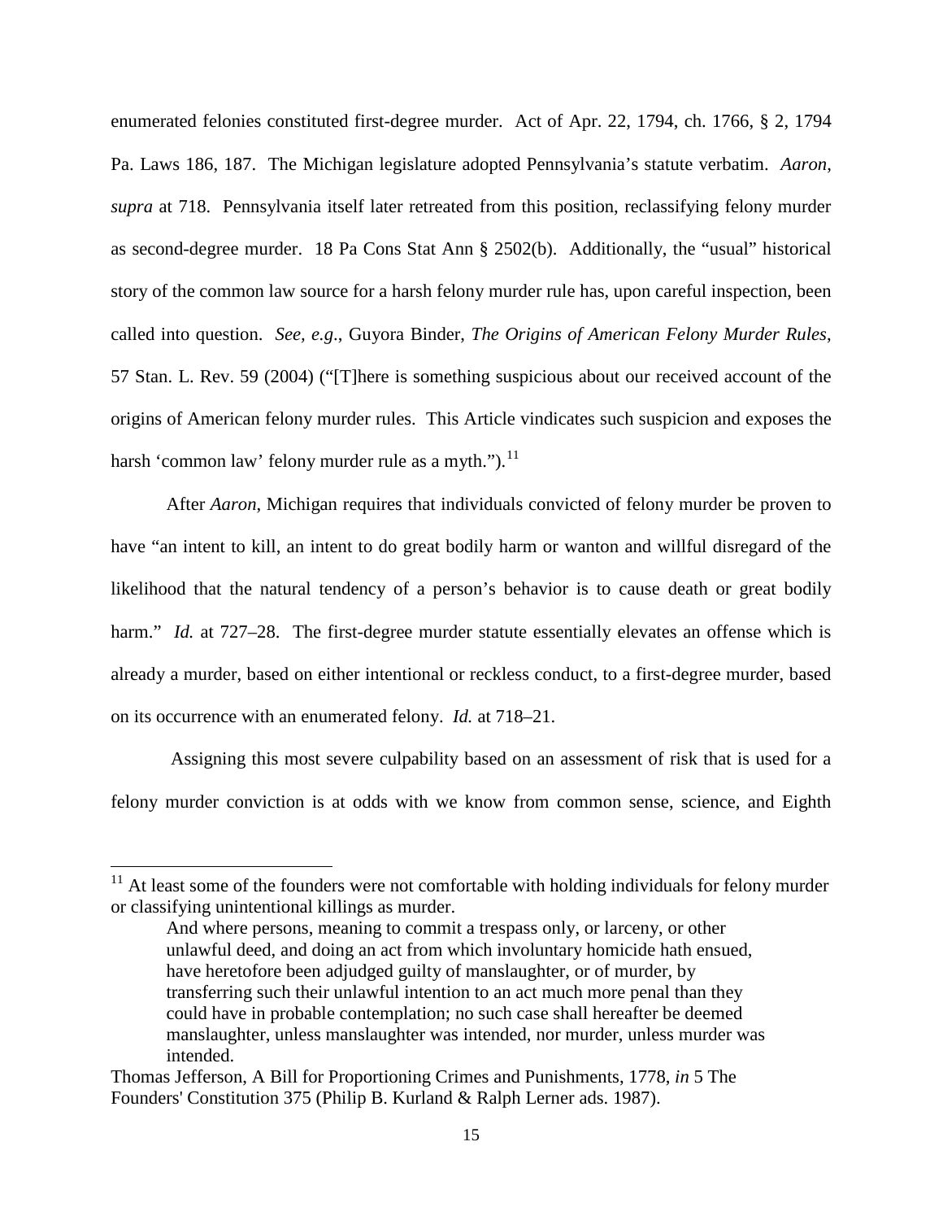enumerated felonies constituted first-degree murder. Act of Apr. 22, 1794, ch. 1766, § 2, 1794 Pa. Laws 186, 187. The Michigan legislature adopted Pennsylvania's statute verbatim. *Aaron*, *supra* at 718. Pennsylvania itself later retreated from this position, reclassifying felony murder as second-degree murder. 18 Pa Cons Stat Ann § 2502(b). Additionally, the "usual" historical story of the common law source for a harsh felony murder rule has, upon careful inspection, been called into question. *See, e.g.*, Guyora Binder, *The Origins of American Felony Murder Rules*, 57 Stan. L. Rev. 59 (2004) ("[T]here is something suspicious about our received account of the origins of American felony murder rules. This Article vindicates such suspicion and exposes the harsh 'common law' felony murder rule as a myth.").[11]

After *Aaron*, Michigan requires that individuals convicted of felony murder be proven to have "an intent to kill, an intent to do great bodily harm or wanton and willful disregard of the likelihood that the natural tendency of a person's behavior is to cause death or great bodily harm." *Id.* at 727–28. The first-degree murder statute essentially elevates an offense which is already a murder, based on either intentional or reckless conduct, to a first-degree murder, based on its occurrence with an enumerated felony. *Id.* at 718–21.

Assigning this most severe culpability based on an assessment of risk that is used for a felony murder conviction is at odds with we know from common sense, science, and Eighth

---

[11] At least some of the founders were not comfortable with holding individuals for felony murder or classifying unintentional killings as murder.

> And where persons, meaning to commit a trespass only, or larceny, or other unlawful deed, and doing an act from which involuntary homicide hath ensued, have heretofore been adjudged guilty of manslaughter, or of murder, by transferring such their unlawful intention to an act much more penal than they could have in probable contemplation; no such case shall hereafter be deemed manslaughter, unless manslaughter was intended, nor murder, unless murder was intended.

Thomas Jefferson, A Bill for Proportioning Crimes and Punishments, 1778, *in* 5 The Founders' Constitution 375 (Philip B. Kurland & Ralph Lerner ads. 1987).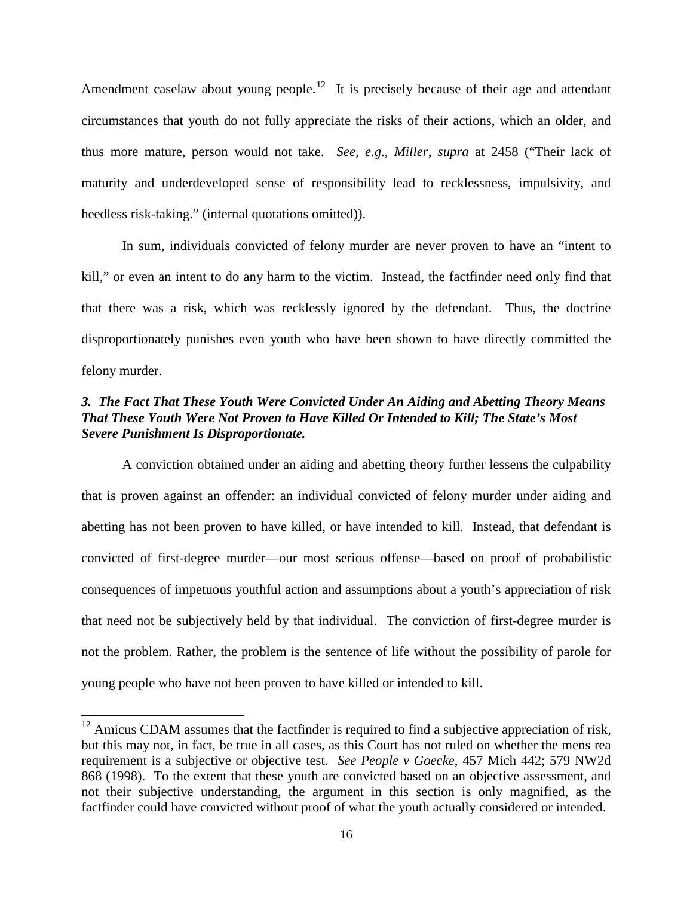Amendment caselaw about young people.[12] It is precisely because of their age and attendant circumstances that youth do not fully appreciate the risks of their actions, which an older, and thus more mature, person would not take. *See, e.g.*, *Miller*, *supra* at 2458 ("Their lack of maturity and underdeveloped sense of responsibility lead to recklessness, impulsivity, and heedless risk-taking." (internal quotations omitted)).

In sum, individuals convicted of felony murder are never proven to have an "intent to kill," or even an intent to do any harm to the victim. Instead, the factfinder need only find that that there was a risk, which was recklessly ignored by the defendant. Thus, the doctrine disproportionately punishes even youth who have been shown to have directly committed the felony murder.

### *3. The Fact That These Youth Were Convicted Under An Aiding and Abetting Theory Means That These Youth Were Not Proven to Have Killed Or Intended to Kill; The State's Most Severe Punishment Is Disproportionate.*

A conviction obtained under an aiding and abetting theory further lessens the culpability that is proven against an offender: an individual convicted of felony murder under aiding and abetting has not been proven to have killed, or have intended to kill. Instead, that defendant is convicted of first-degree murder—our most serious offense—based on proof of probabilistic consequences of impetuous youthful action and assumptions about a youth's appreciation of risk that need not be subjectively held by that individual. The conviction of first-degree murder is not the problem. Rather, the problem is the sentence of life without the possibility of parole for young people who have not been proven to have killed or intended to kill.

---

[12] Amicus CDAM assumes that the factfinder is required to find a subjective appreciation of risk, but this may not, in fact, be true in all cases, as this Court has not ruled on whether the mens rea requirement is a subjective or objective test. *See People v Goecke*, 457 Mich 442; 579 NW2d 868 (1998). To the extent that these youth are convicted based on an objective assessment, and not their subjective understanding, the argument in this section is only magnified, as the factfinder could have convicted without proof of what the youth actually considered or intended.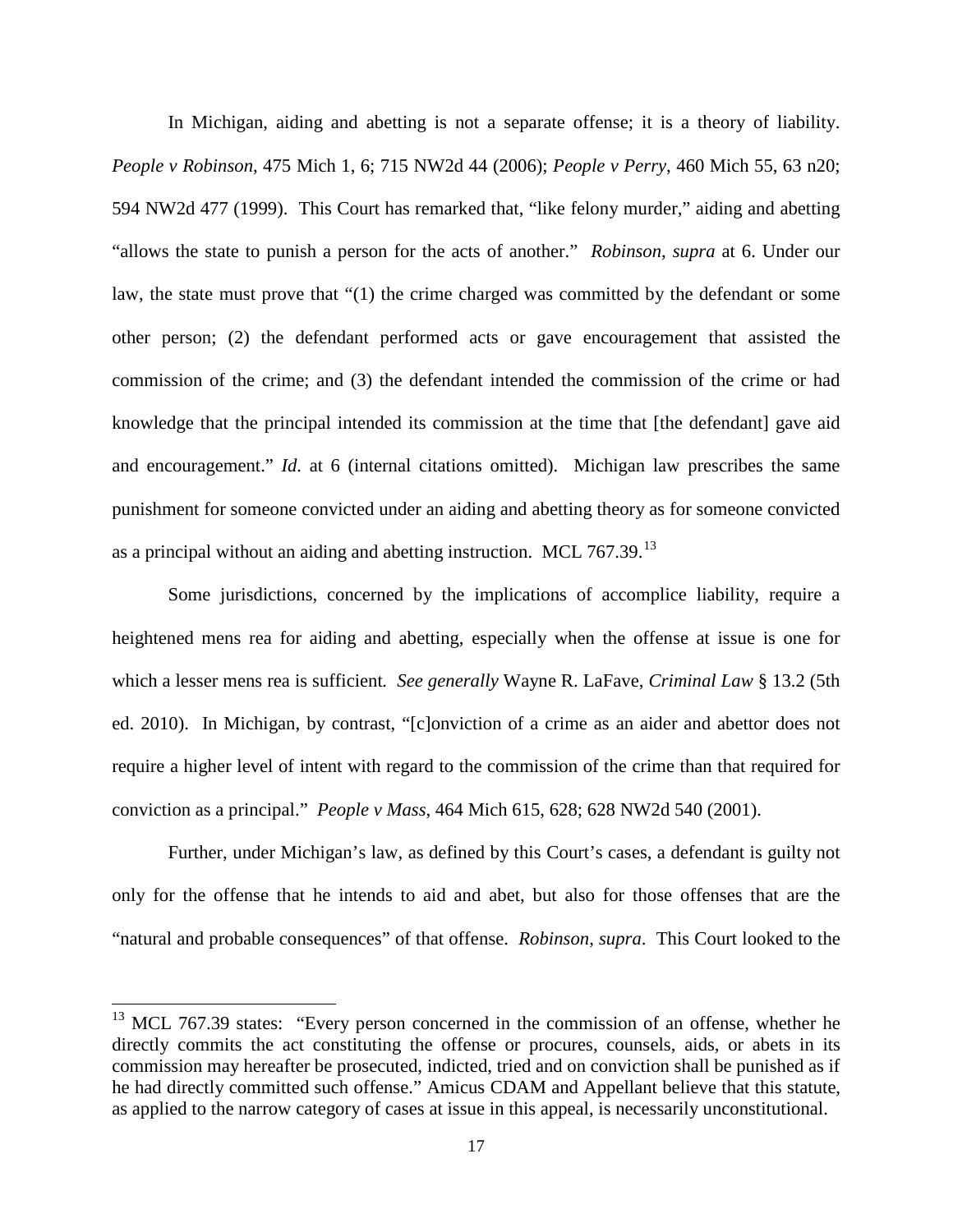In Michigan, aiding and abetting is not a separate offense; it is a theory of liability. *People v Robinson*, 475 Mich 1, 6; 715 NW2d 44 (2006); *People v Perry*, 460 Mich 55, 63 n20; 594 NW2d 477 (1999). This Court has remarked that, "like felony murder," aiding and abetting "allows the state to punish a person for the acts of another." *Robinson*, *supra* at 6. Under our law, the state must prove that "(1) the crime charged was committed by the defendant or some other person; (2) the defendant performed acts or gave encouragement that assisted the commission of the crime; and (3) the defendant intended the commission of the crime or had knowledge that the principal intended its commission at the time that [the defendant] gave aid and encouragement." *Id*. at 6 (internal citations omitted). Michigan law prescribes the same punishment for someone convicted under an aiding and abetting theory as for someone convicted as a principal without an aiding and abetting instruction. MCL 767.39.[13]

Some jurisdictions, concerned by the implications of accomplice liability, require a heightened mens rea for aiding and abetting, especially when the offense at issue is one for which a lesser mens rea is sufficient*. See generally* Wayne R. LaFave, *Criminal Law* § 13.2 (5th ed. 2010). In Michigan, by contrast, "[c]onviction of a crime as an aider and abettor does not require a higher level of intent with regard to the commission of the crime than that required for conviction as a principal." *People v Mass*, 464 Mich 615, 628; 628 NW2d 540 (2001).

Further, under Michigan's law, as defined by this Court's cases, a defendant is guilty not only for the offense that he intends to aid and abet, but also for those offenses that are the "natural and probable consequences" of that offense. *Robinson*, *supra*. This Court looked to the

---

[13] MCL 767.39 states: "Every person concerned in the commission of an offense, whether he directly commits the act constituting the offense or procures, counsels, aids, or abets in its commission may hereafter be prosecuted, indicted, tried and on conviction shall be punished as if he had directly committed such offense." Amicus CDAM and Appellant believe that this statute, as applied to the narrow category of cases at issue in this appeal, is necessarily unconstitutional.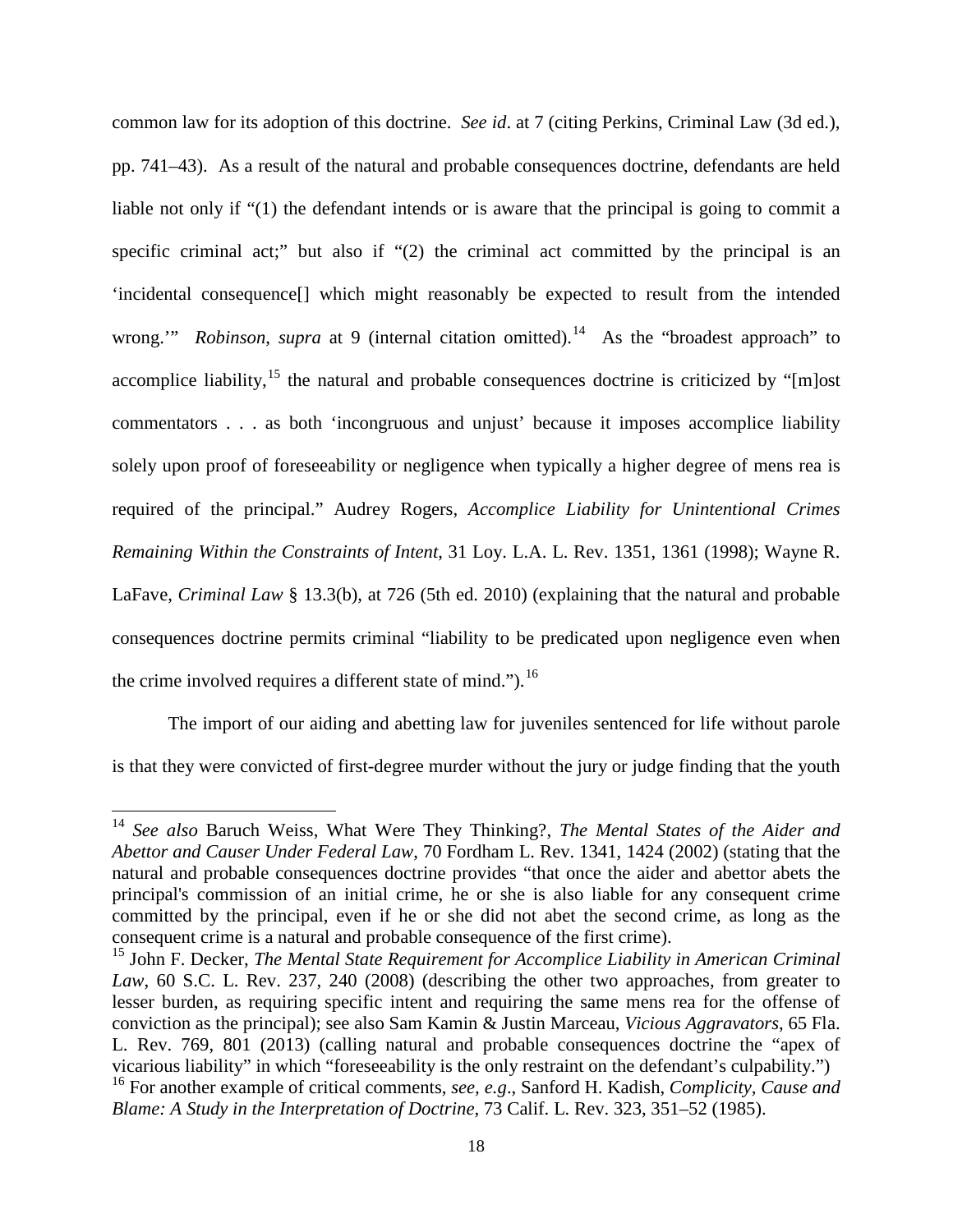common law for its adoption of this doctrine. *See id*. at 7 (citing Perkins, Criminal Law (3d ed.), pp. 741–43). As a result of the natural and probable consequences doctrine, defendants are held liable not only if "(1) the defendant intends or is aware that the principal is going to commit a specific criminal act;" but also if "(2) the criminal act committed by the principal is an 'incidental consequence[] which might reasonably be expected to result from the intended wrong.'" *Robinson*, *supra* at 9 (internal citation omitted).[14] As the "broadest approach" to accomplice liability,[15] the natural and probable consequences doctrine is criticized by "[m]ost commentators . . . as both 'incongruous and unjust' because it imposes accomplice liability solely upon proof of foreseeability or negligence when typically a higher degree of mens rea is required of the principal." Audrey Rogers, *Accomplice Liability for Unintentional Crimes Remaining Within the Constraints of Intent*, 31 Loy. L.A. L. Rev. 1351, 1361 (1998); Wayne R. LaFave, *Criminal Law* § 13.3(b), at 726 (5th ed. 2010) (explaining that the natural and probable consequences doctrine permits criminal "liability to be predicated upon negligence even when the crime involved requires a different state of mind.").[16]

The import of our aiding and abetting law for juveniles sentenced for life without parole is that they were convicted of first-degree murder without the jury or judge finding that the youth

---

[14] *See also* Baruch Weiss, What Were They Thinking?, *The Mental States of the Aider and Abettor and Causer Under Federal Law*, 70 Fordham L. Rev. 1341, 1424 (2002) (stating that the natural and probable consequences doctrine provides "that once the aider and abettor abets the principal's commission of an initial crime, he or she is also liable for any consequent crime committed by the principal, even if he or she did not abet the second crime, as long as the consequent crime is a natural and probable consequence of the first crime).

[15] John F. Decker, *The Mental State Requirement for Accomplice Liability in American Criminal Law*, 60 S.C. L. Rev. 237, 240 (2008) (describing the other two approaches, from greater to lesser burden, as requiring specific intent and requiring the same mens rea for the offense of conviction as the principal); see also Sam Kamin & Justin Marceau, *Vicious Aggravators*, 65 Fla. L. Rev. 769, 801 (2013) (calling natural and probable consequences doctrine the "apex of vicarious liability" in which "foreseeability is the only restraint on the defendant's culpability.")

[16] For another example of critical comments, *see, e.g*., Sanford H. Kadish, *Complicity, Cause and Blame: A Study in the Interpretation of Doctrine*, 73 Calif. L. Rev. 323, 351–52 (1985).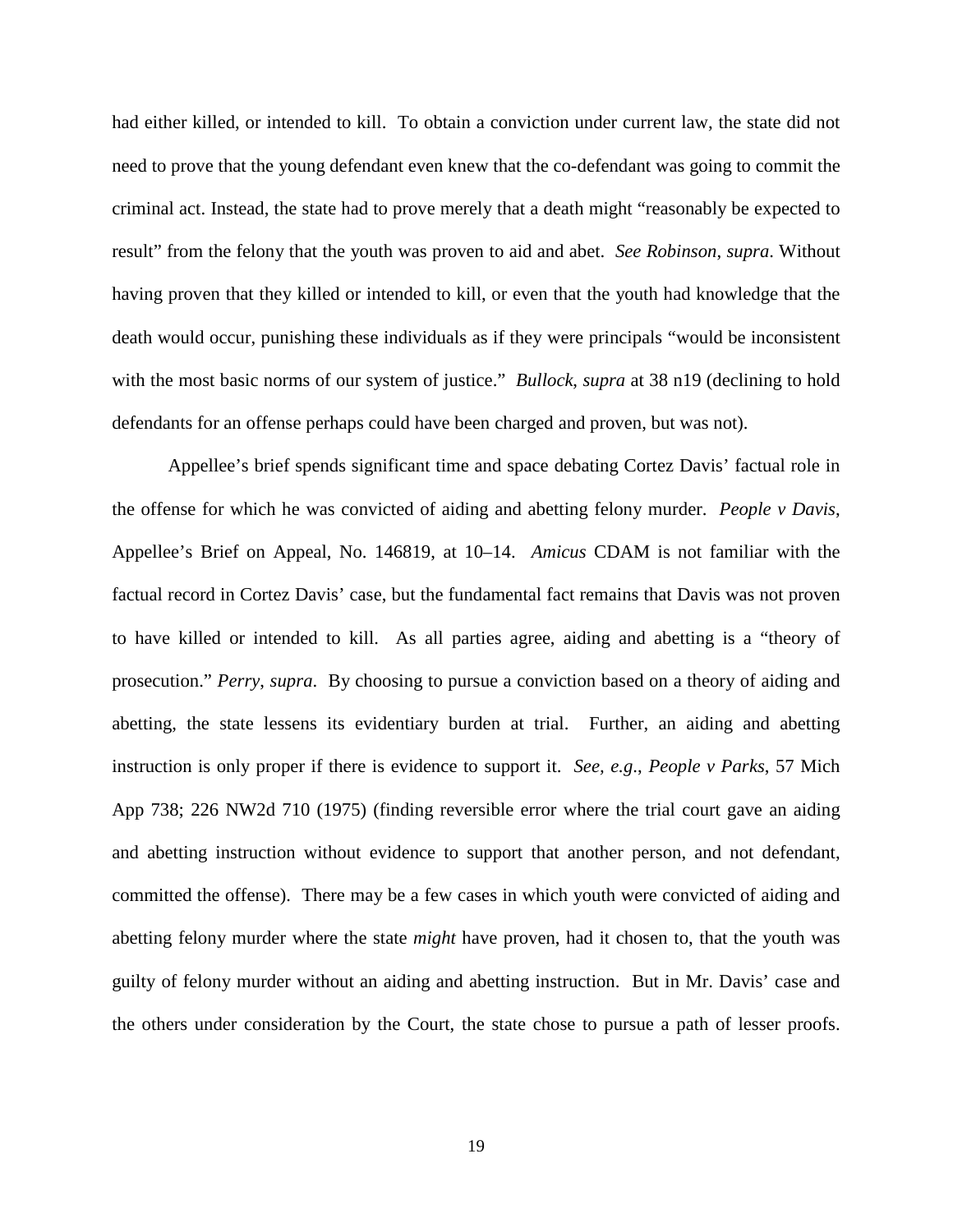had either killed, or intended to kill. To obtain a conviction under current law, the state did not need to prove that the young defendant even knew that the co-defendant was going to commit the criminal act. Instead, the state had to prove merely that a death might "reasonably be expected to result" from the felony that the youth was proven to aid and abet. *See Robinson*, *supra*. Without having proven that they killed or intended to kill, or even that the youth had knowledge that the death would occur, punishing these individuals as if they were principals "would be inconsistent with the most basic norms of our system of justice." *Bullock, supra* at 38 n19 (declining to hold defendants for an offense perhaps could have been charged and proven, but was not).

Appellee's brief spends significant time and space debating Cortez Davis' factual role in the offense for which he was convicted of aiding and abetting felony murder. *People v Davis*, Appellee's Brief on Appeal, No. 146819, at 10–14. *Amicus* CDAM is not familiar with the factual record in Cortez Davis' case, but the fundamental fact remains that Davis was not proven to have killed or intended to kill. As all parties agree, aiding and abetting is a "theory of prosecution." *Perry, supra*. By choosing to pursue a conviction based on a theory of aiding and abetting, the state lessens its evidentiary burden at trial. Further, an aiding and abetting instruction is only proper if there is evidence to support it. *See, e.g*., *People v Parks*, 57 Mich App 738; 226 NW2d 710 (1975) (finding reversible error where the trial court gave an aiding and abetting instruction without evidence to support that another person, and not defendant, committed the offense). There may be a few cases in which youth were convicted of aiding and abetting felony murder where the state *might* have proven, had it chosen to, that the youth was guilty of felony murder without an aiding and abetting instruction. But in Mr. Davis' case and the others under consideration by the Court, the state chose to pursue a path of lesser proofs.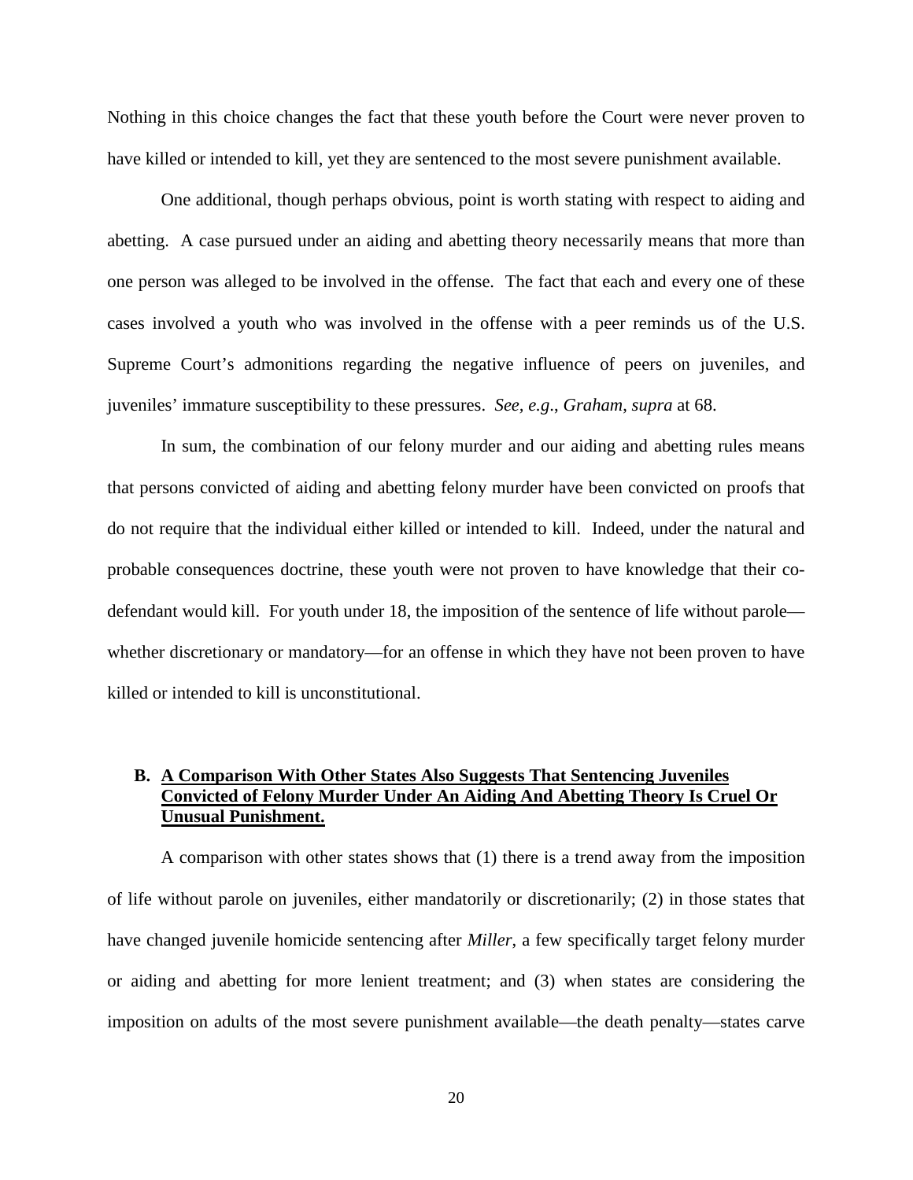Nothing in this choice changes the fact that these youth before the Court were never proven to have killed or intended to kill, yet they are sentenced to the most severe punishment available.

One additional, though perhaps obvious, point is worth stating with respect to aiding and abetting. A case pursued under an aiding and abetting theory necessarily means that more than one person was alleged to be involved in the offense. The fact that each and every one of these cases involved a youth who was involved in the offense with a peer reminds us of the U.S. Supreme Court's admonitions regarding the negative influence of peers on juveniles, and juveniles' immature susceptibility to these pressures. *See, e.g.*, *Graham*, *supra* at 68.

In sum, the combination of our felony murder and our aiding and abetting rules means that persons convicted of aiding and abetting felony murder have been convicted on proofs that do not require that the individual either killed or intended to kill. Indeed, under the natural and probable consequences doctrine, these youth were not proven to have knowledge that their co-defendant would kill. For youth under 18, the imposition of the sentence of life without parole—whether discretionary or mandatory—for an offense in which they have not been proven to have killed or intended to kill is unconstitutional.

### B. <u>A Comparison With Other States Also Suggests That Sentencing Juveniles Convicted of Felony Murder Under An Aiding And Abetting Theory Is Cruel Or Unusual Punishment.</u>

A comparison with other states shows that (1) there is a trend away from the imposition of life without parole on juveniles, either mandatorily or discretionarily; (2) in those states that have changed juvenile homicide sentencing after *Miller*, a few specifically target felony murder or aiding and abetting for more lenient treatment; and (3) when states are considering the imposition on adults of the most severe punishment available—the death penalty—states carve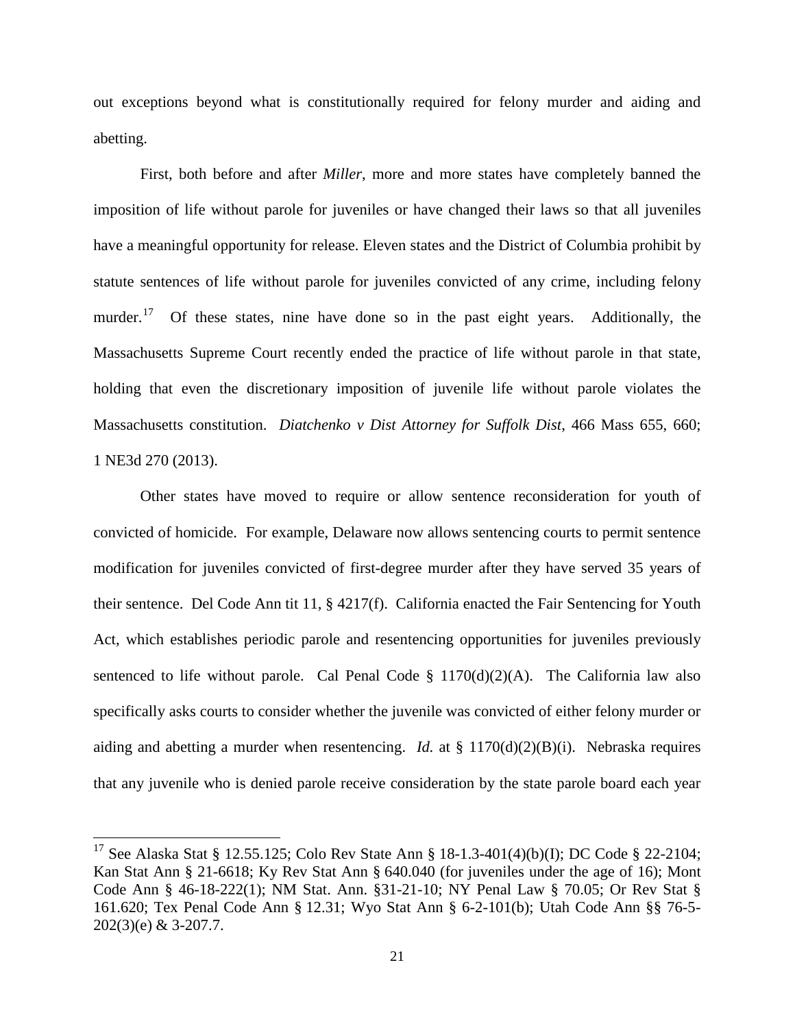out exceptions beyond what is constitutionally required for felony murder and aiding and abetting.

First, both before and after *Miller*, more and more states have completely banned the imposition of life without parole for juveniles or have changed their laws so that all juveniles have a meaningful opportunity for release. Eleven states and the District of Columbia prohibit by statute sentences of life without parole for juveniles convicted of any crime, including felony murder.[17] Of these states, nine have done so in the past eight years. Additionally, the Massachusetts Supreme Court recently ended the practice of life without parole in that state, holding that even the discretionary imposition of juvenile life without parole violates the Massachusetts constitution. *Diatchenko v Dist Attorney for Suffolk Dist*, 466 Mass 655, 660; 1 NE3d 270 (2013).

Other states have moved to require or allow sentence reconsideration for youth of convicted of homicide. For example, Delaware now allows sentencing courts to permit sentence modification for juveniles convicted of first-degree murder after they have served 35 years of their sentence. Del Code Ann tit 11, § 4217(f). California enacted the Fair Sentencing for Youth Act, which establishes periodic parole and resentencing opportunities for juveniles previously sentenced to life without parole. Cal Penal Code § 1170(d)(2)(A). The California law also specifically asks courts to consider whether the juvenile was convicted of either felony murder or aiding and abetting a murder when resentencing. *Id.* at § 1170(d)(2)(B)(i). Nebraska requires that any juvenile who is denied parole receive consideration by the state parole board each year

[17] See Alaska Stat § 12.55.125; Colo Rev State Ann § 18-1.3-401(4)(b)(I); DC Code § 22-2104; Kan Stat Ann § 21-6618; Ky Rev Stat Ann § 640.040 (for juveniles under the age of 16); Mont Code Ann § 46-18-222(1); NM Stat. Ann. §31-21-10; NY Penal Law § 70.05; Or Rev Stat § 161.620; Tex Penal Code Ann § 12.31; Wyo Stat Ann § 6-2-101(b); Utah Code Ann §§ 76-5-202(3)(e) & 3-207.7.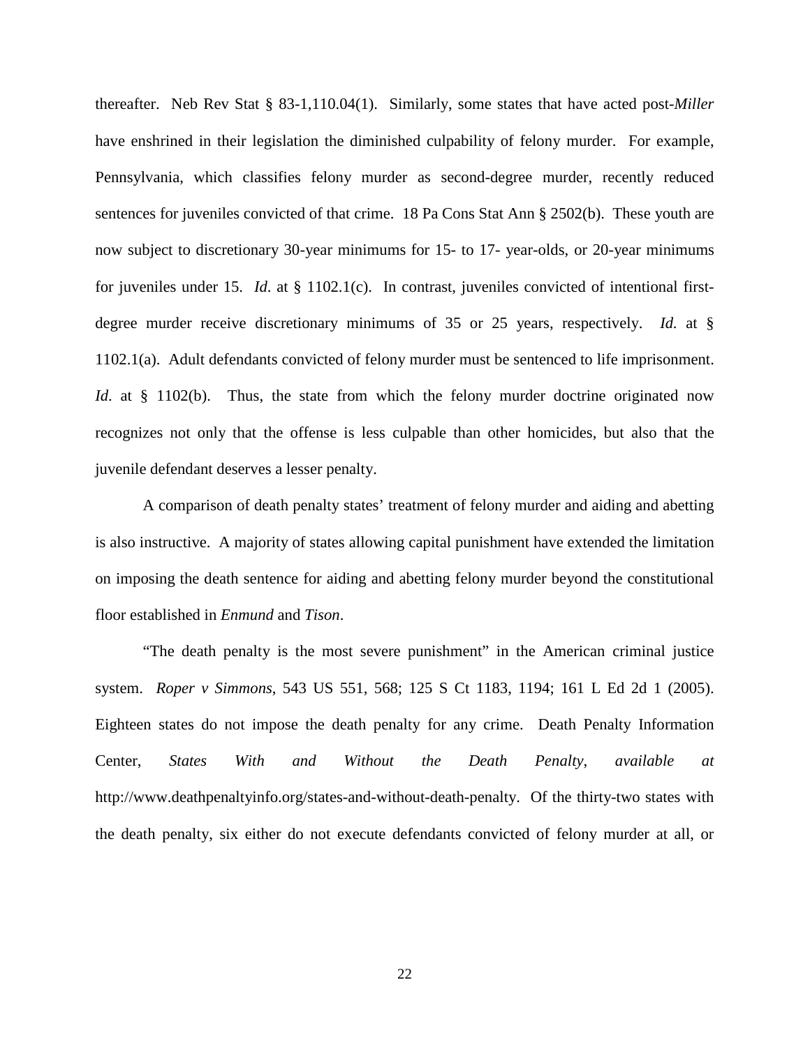thereafter. Neb Rev Stat § 83-1,110.04(1). Similarly, some states that have acted post-*Miller* have enshrined in their legislation the diminished culpability of felony murder. For example, Pennsylvania, which classifies felony murder as second-degree murder, recently reduced sentences for juveniles convicted of that crime. 18 Pa Cons Stat Ann § 2502(b). These youth are now subject to discretionary 30-year minimums for 15- to 17- year-olds, or 20-year minimums for juveniles under 15. *Id*. at § 1102.1(c). In contrast, juveniles convicted of intentional first-degree murder receive discretionary minimums of 35 or 25 years, respectively. *Id.* at § 1102.1(a). Adult defendants convicted of felony murder must be sentenced to life imprisonment. *Id*. at § 1102(b). Thus, the state from which the felony murder doctrine originated now recognizes not only that the offense is less culpable than other homicides, but also that the juvenile defendant deserves a lesser penalty.

A comparison of death penalty states' treatment of felony murder and aiding and abetting is also instructive. A majority of states allowing capital punishment have extended the limitation on imposing the death sentence for aiding and abetting felony murder beyond the constitutional floor established in *Enmund* and *Tison*.

"The death penalty is the most severe punishment" in the American criminal justice system. *Roper v Simmons*, 543 US 551, 568; 125 S Ct 1183, 1194; 161 L Ed 2d 1 (2005). Eighteen states do not impose the death penalty for any crime. Death Penalty Information Center, *States With and Without the Death Penalty, available at* http://www.deathpenaltyinfo.org/states-and-without-death-penalty. Of the thirty-two states with the death penalty, six either do not execute defendants convicted of felony murder at all, or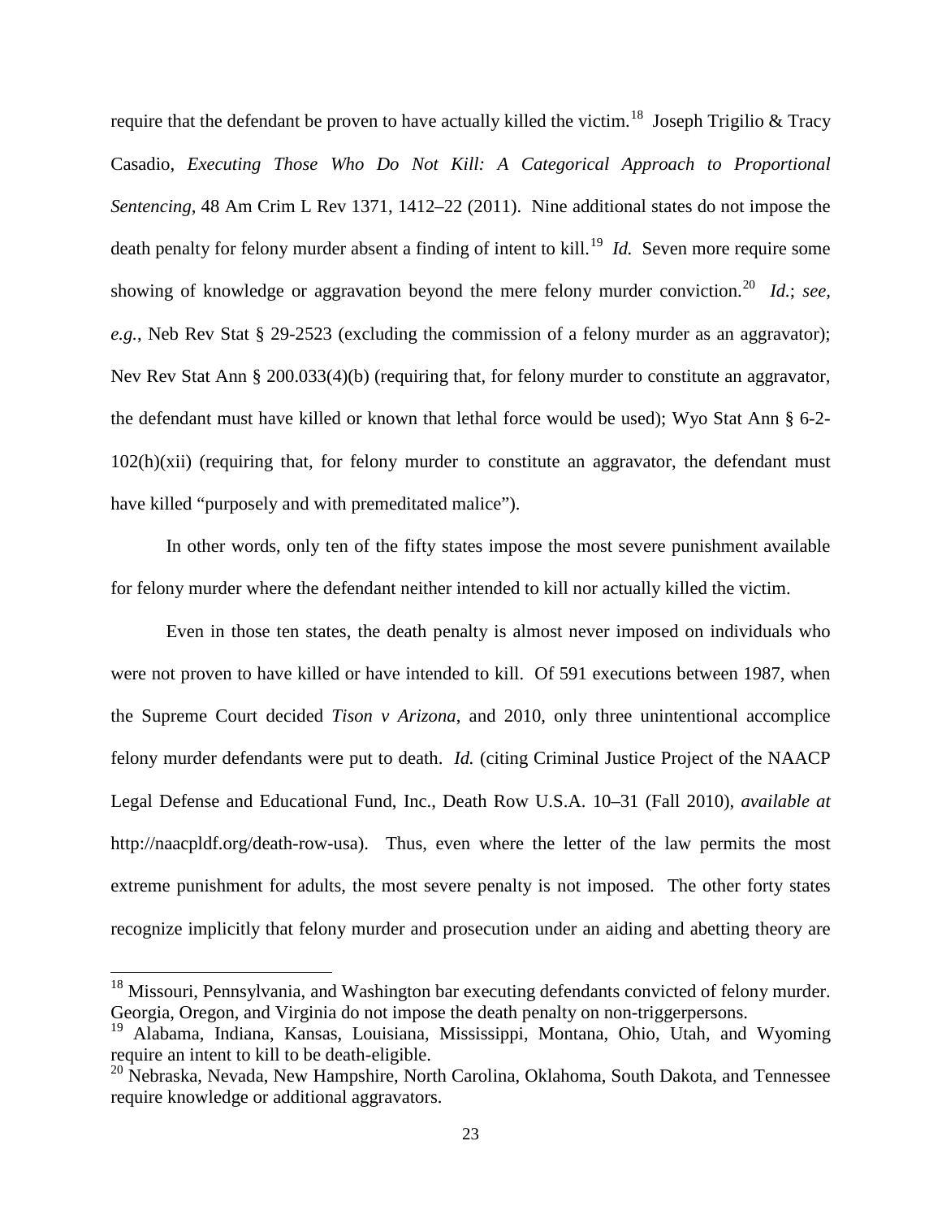require that the defendant be proven to have actually killed the victim.[18] Joseph Trigilio & Tracy Casadio, *Executing Those Who Do Not Kill: A Categorical Approach to Proportional Sentencing*, 48 Am Crim L Rev 1371, 1412–22 (2011). Nine additional states do not impose the death penalty for felony murder absent a finding of intent to kill.[19] *Id.* Seven more require some showing of knowledge or aggravation beyond the mere felony murder conviction.[20] *Id.*; *see, e.g.*, Neb Rev Stat § 29-2523 (excluding the commission of a felony murder as an aggravator); Nev Rev Stat Ann § 200.033(4)(b) (requiring that, for felony murder to constitute an aggravator, the defendant must have killed or known that lethal force would be used); Wyo Stat Ann § 6-2-102(h)(xii) (requiring that, for felony murder to constitute an aggravator, the defendant must have killed "purposely and with premeditated malice").

In other words, only ten of the fifty states impose the most severe punishment available for felony murder where the defendant neither intended to kill nor actually killed the victim.

Even in those ten states, the death penalty is almost never imposed on individuals who were not proven to have killed or have intended to kill. Of 591 executions between 1987, when the Supreme Court decided *Tison v Arizona*, and 2010, only three unintentional accomplice felony murder defendants were put to death. *Id.* (citing Criminal Justice Project of the NAACP Legal Defense and Educational Fund, Inc., Death Row U.S.A. 10–31 (Fall 2010), *available at* http://naacpldf.org/death-row-usa). Thus, even where the letter of the law permits the most extreme punishment for adults, the most severe penalty is not imposed. The other forty states recognize implicitly that felony murder and prosecution under an aiding and abetting theory are

---

[18] Missouri, Pennsylvania, and Washington bar executing defendants convicted of felony murder. Georgia, Oregon, and Virginia do not impose the death penalty on non-triggerpersons.

[19] Alabama, Indiana, Kansas, Louisiana, Mississippi, Montana, Ohio, Utah, and Wyoming require an intent to kill to be death-eligible.

[20] Nebraska, Nevada, New Hampshire, North Carolina, Oklahoma, South Dakota, and Tennessee require knowledge or additional aggravators.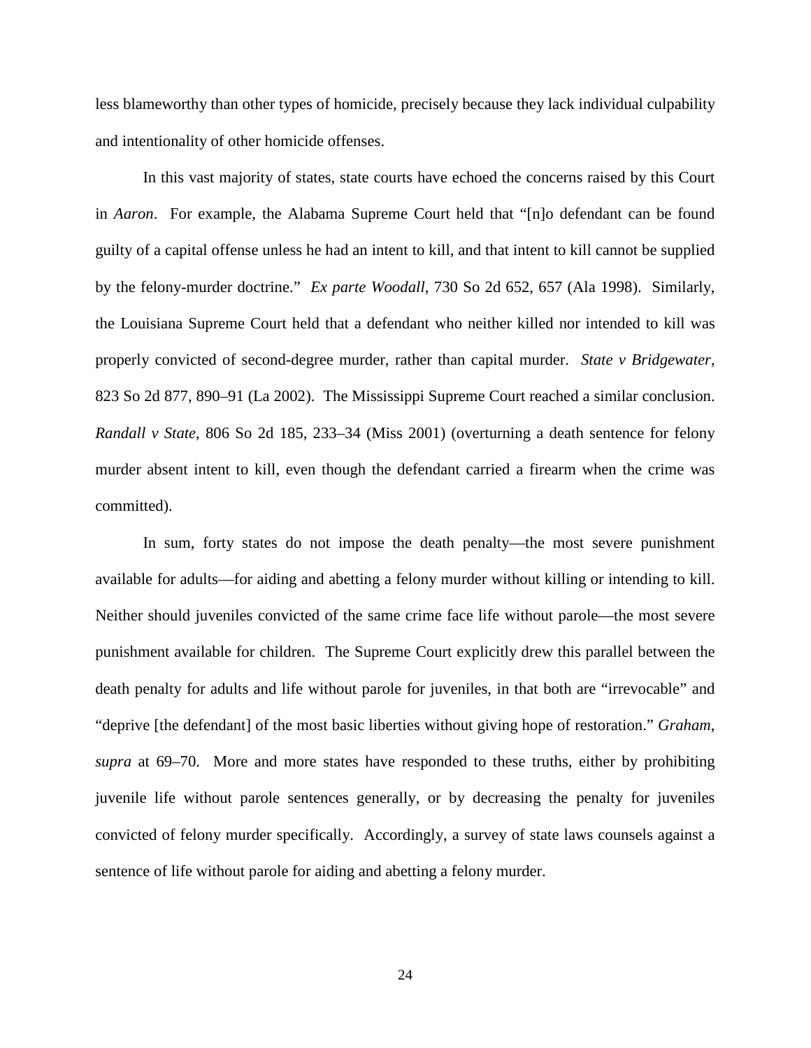less blameworthy than other types of homicide, precisely because they lack individual culpability and intentionality of other homicide offenses.

In this vast majority of states, state courts have echoed the concerns raised by this Court in *Aaron*. For example, the Alabama Supreme Court held that "[n]o defendant can be found guilty of a capital offense unless he had an intent to kill, and that intent to kill cannot be supplied by the felony-murder doctrine." *Ex parte Woodall*, 730 So 2d 652, 657 (Ala 1998). Similarly, the Louisiana Supreme Court held that a defendant who neither killed nor intended to kill was properly convicted of second-degree murder, rather than capital murder. *State v Bridgewater*, 823 So 2d 877, 890–91 (La 2002). The Mississippi Supreme Court reached a similar conclusion. *Randall v State*, 806 So 2d 185, 233–34 (Miss 2001) (overturning a death sentence for felony murder absent intent to kill, even though the defendant carried a firearm when the crime was committed).

In sum, forty states do not impose the death penalty—the most severe punishment available for adults—for aiding and abetting a felony murder without killing or intending to kill. Neither should juveniles convicted of the same crime face life without parole—the most severe punishment available for children. The Supreme Court explicitly drew this parallel between the death penalty for adults and life without parole for juveniles, in that both are "irrevocable" and "deprive [the defendant] of the most basic liberties without giving hope of restoration." *Graham*, *supra* at 69–70. More and more states have responded to these truths, either by prohibiting juvenile life without parole sentences generally, or by decreasing the penalty for juveniles convicted of felony murder specifically. Accordingly, a survey of state laws counsels against a sentence of life without parole for aiding and abetting a felony murder.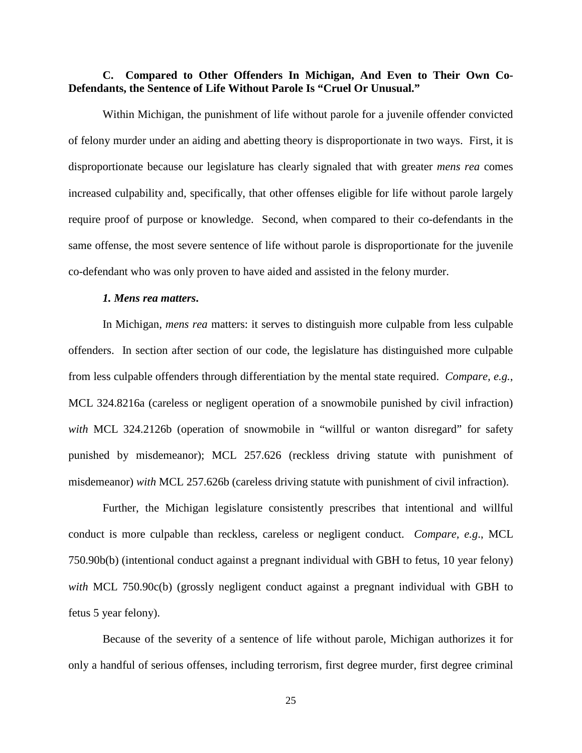### C. Compared to Other Offenders In Michigan, And Even to Their Own Co-Defendants, the Sentence of Life Without Parole Is "Cruel Or Unusual."

Within Michigan, the punishment of life without parole for a juvenile offender convicted of felony murder under an aiding and abetting theory is disproportionate in two ways. First, it is disproportionate because our legislature has clearly signaled that with greater *mens rea* comes increased culpability and, specifically, that other offenses eligible for life without parole largely require proof of purpose or knowledge. Second, when compared to their co-defendants in the same offense, the most severe sentence of life without parole is disproportionate for the juvenile co-defendant who was only proven to have aided and assisted in the felony murder.

#### *1. Mens rea matters.*

In Michigan, *mens rea* matters: it serves to distinguish more culpable from less culpable offenders. In section after section of our code, the legislature has distinguished more culpable from less culpable offenders through differentiation by the mental state required. *Compare, e.g.*, MCL 324.8216a (careless or negligent operation of a snowmobile punished by civil infraction) *with* MCL 324.2126b (operation of snowmobile in "willful or wanton disregard" for safety punished by misdemeanor); MCL 257.626 (reckless driving statute with punishment of misdemeanor) *with* MCL 257.626b (careless driving statute with punishment of civil infraction).

Further, the Michigan legislature consistently prescribes that intentional and willful conduct is more culpable than reckless, careless or negligent conduct. *Compare, e.g*., MCL 750.90b(b) (intentional conduct against a pregnant individual with GBH to fetus, 10 year felony) *with* MCL 750.90c(b) (grossly negligent conduct against a pregnant individual with GBH to fetus 5 year felony).

Because of the severity of a sentence of life without parole, Michigan authorizes it for only a handful of serious offenses, including terrorism, first degree murder, first degree criminal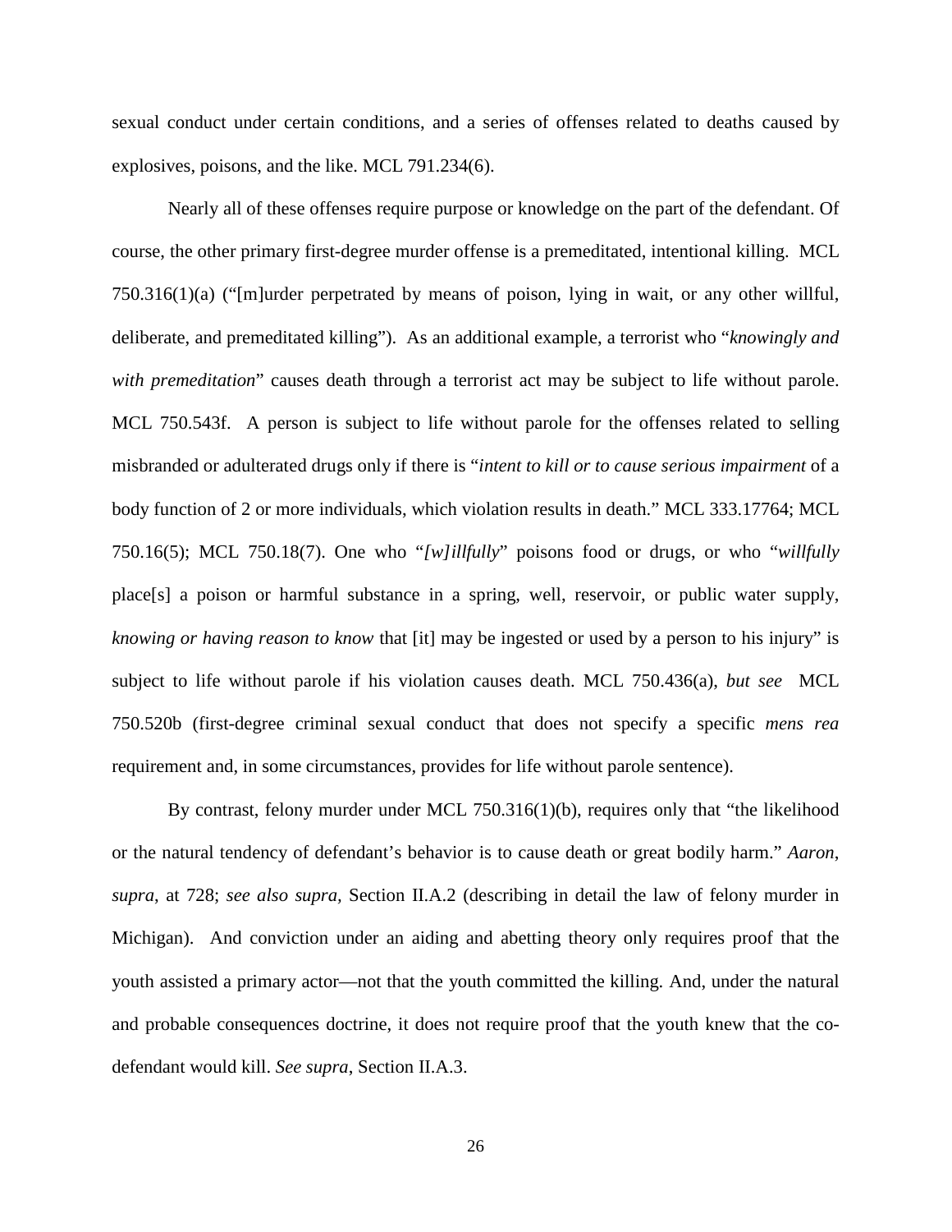sexual conduct under certain conditions, and a series of offenses related to deaths caused by explosives, poisons, and the like. MCL 791.234(6).

Nearly all of these offenses require purpose or knowledge on the part of the defendant. Of course, the other primary first-degree murder offense is a premeditated, intentional killing. MCL 750.316(1)(a) ("[m]urder perpetrated by means of poison, lying in wait, or any other willful, deliberate, and premeditated killing"). As an additional example, a terrorist who "*knowingly and with premeditation*" causes death through a terrorist act may be subject to life without parole. MCL 750.543f. A person is subject to life without parole for the offenses related to selling misbranded or adulterated drugs only if there is "*intent to kill or to cause serious impairment* of a body function of 2 or more individuals, which violation results in death." MCL 333.17764; MCL 750.16(5); MCL 750.18(7). One who "*[w]illfully*" poisons food or drugs, or who "*willfully* place[s] a poison or harmful substance in a spring, well, reservoir, or public water supply, *knowing or having reason to know* that [it] may be ingested or used by a person to his injury" is subject to life without parole if his violation causes death. MCL 750.436(a), *but see* MCL 750.520b (first-degree criminal sexual conduct that does not specify a specific *mens rea* requirement and, in some circumstances, provides for life without parole sentence).

By contrast, felony murder under MCL 750.316(1)(b), requires only that "the likelihood or the natural tendency of defendant's behavior is to cause death or great bodily harm." *Aaron*, *supra*, at 728; *see also supra,* Section II.A.2 (describing in detail the law of felony murder in Michigan). And conviction under an aiding and abetting theory only requires proof that the youth assisted a primary actor—not that the youth committed the killing. And, under the natural and probable consequences doctrine, it does not require proof that the youth knew that the co-defendant would kill. *See supra*, Section II.A.3.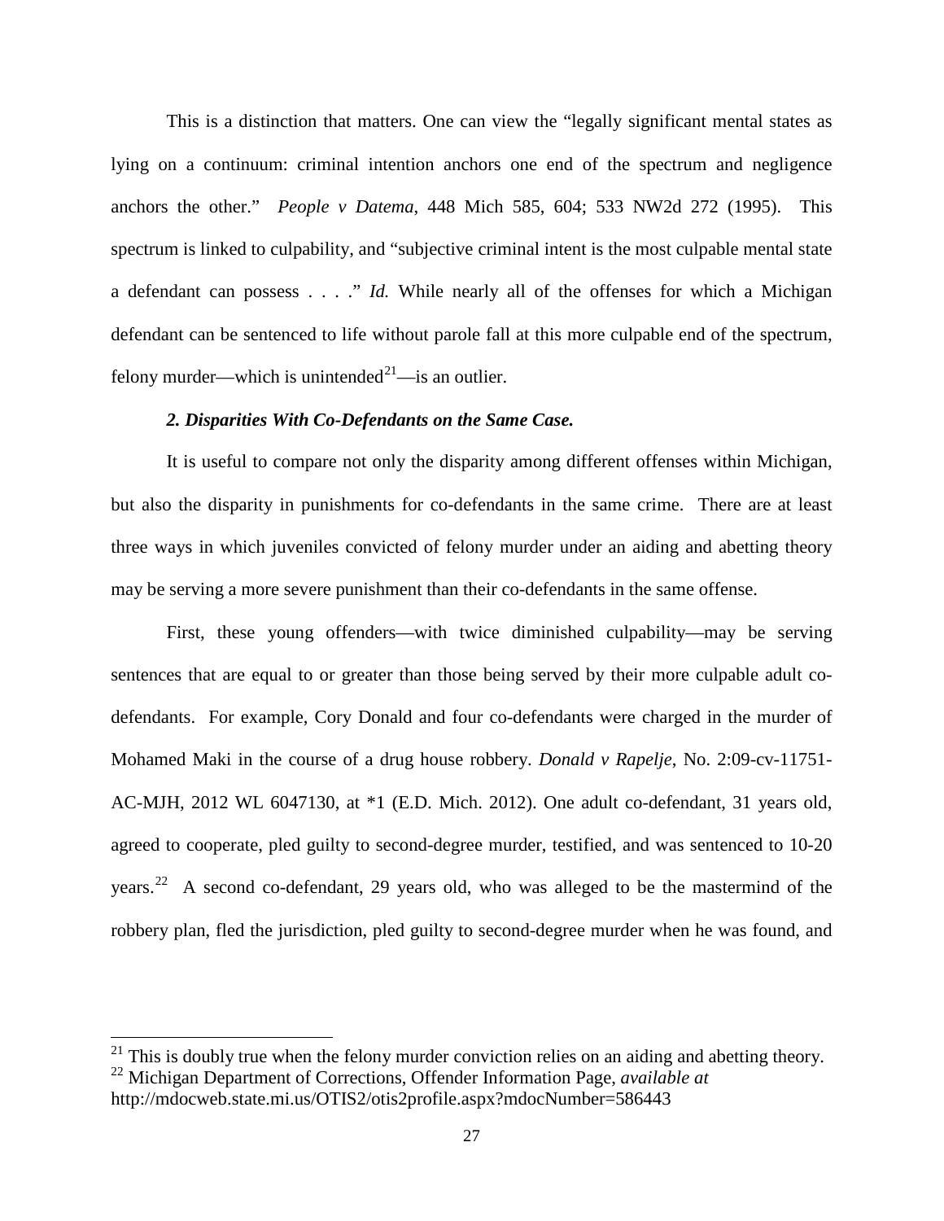This is a distinction that matters. One can view the "legally significant mental states as lying on a continuum: criminal intention anchors one end of the spectrum and negligence anchors the other." *People v Datema*, 448 Mich 585, 604; 533 NW2d 272 (1995). This spectrum is linked to culpability, and "subjective criminal intent is the most culpable mental state a defendant can possess . . . ." *Id.* While nearly all of the offenses for which a Michigan defendant can be sentenced to life without parole fall at this more culpable end of the spectrum, felony murder—which is unintended[21]—is an outlier.

### *2. Disparities With Co-Defendants on the Same Case.*

It is useful to compare not only the disparity among different offenses within Michigan, but also the disparity in punishments for co-defendants in the same crime. There are at least three ways in which juveniles convicted of felony murder under an aiding and abetting theory may be serving a more severe punishment than their co-defendants in the same offense.

First, these young offenders—with twice diminished culpability—may be serving sentences that are equal to or greater than those being served by their more culpable adult co-defendants. For example, Cory Donald and four co-defendants were charged in the murder of Mohamed Maki in the course of a drug house robbery. *Donald v Rapelje*, No. 2:09-cv-11751-AC-MJH, 2012 WL 6047130, at *1 (E.D. Mich. 2012). One adult co-defendant, 31 years old, agreed to cooperate, pled guilty to second-degree murder, testified, and was sentenced to 10-20 years.[22] A second co-defendant, 29 years old, who was alleged to be the mastermind of the robbery plan, fled the jurisdiction, pled guilty to second-degree murder when he was found, and

---

[21] This is doubly true when the felony murder conviction relies on an aiding and abetting theory.

[22] Michigan Department of Corrections, Offender Information Page, *available at* http://mdocweb.state.mi.us/OTIS2/otis2profile.aspx?mdocNumber=586443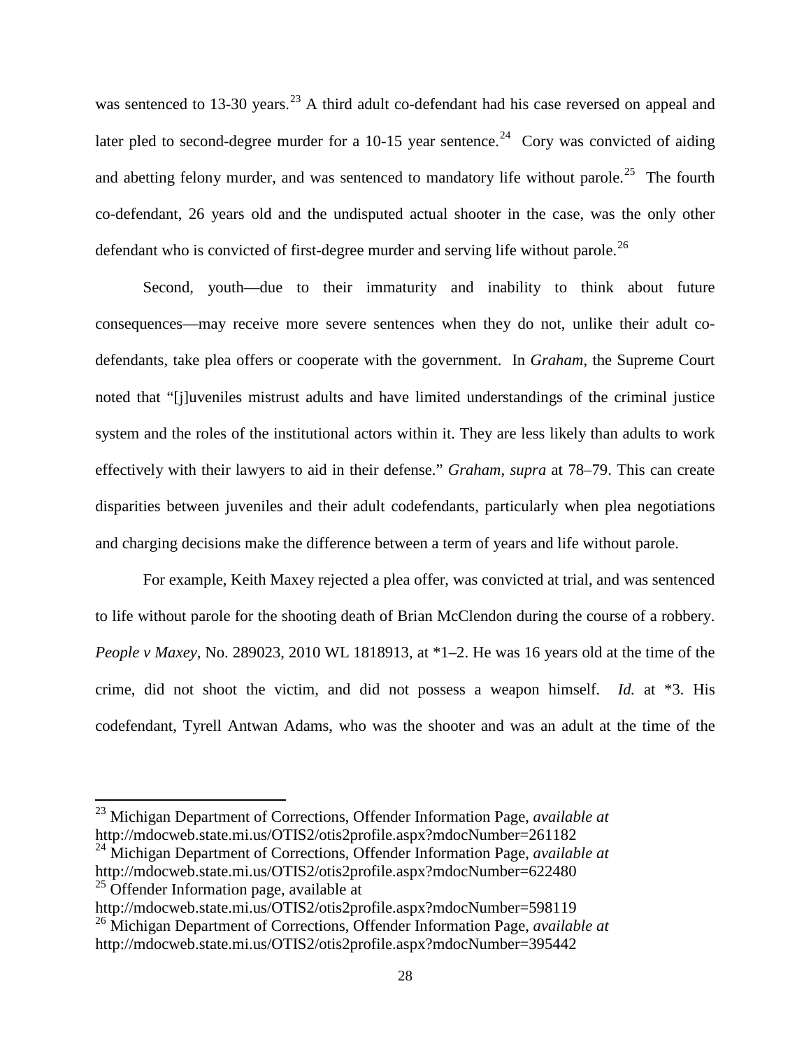was sentenced to 13-30 years.[23] A third adult co-defendant had his case reversed on appeal and later pled to second-degree murder for a 10-15 year sentence.[24] Cory was convicted of aiding and abetting felony murder, and was sentenced to mandatory life without parole.[25] The fourth co-defendant, 26 years old and the undisputed actual shooter in the case, was the only other defendant who is convicted of first-degree murder and serving life without parole.[26]

Second, youth—due to their immaturity and inability to think about future consequences—may receive more severe sentences when they do not, unlike their adult co-defendants, take plea offers or cooperate with the government. In *Graham*, the Supreme Court noted that "[j]uveniles mistrust adults and have limited understandings of the criminal justice system and the roles of the institutional actors within it. They are less likely than adults to work effectively with their lawyers to aid in their defense." *Graham*, *supra* at 78–79. This can create disparities between juveniles and their adult codefendants, particularly when plea negotiations and charging decisions make the difference between a term of years and life without parole.

For example, Keith Maxey rejected a plea offer, was convicted at trial, and was sentenced to life without parole for the shooting death of Brian McClendon during the course of a robbery. *People v Maxey*, No. 289023, 2010 WL 1818913, at *1–2. He was 16 years old at the time of the crime, did not shoot the victim, and did not possess a weapon himself. *Id.* at *3. His codefendant, Tyrell Antwan Adams, who was the shooter and was an adult at the time of the

---

[23] Michigan Department of Corrections, Offender Information Page, *available at* http://mdocweb.state.mi.us/OTIS2/otis2profile.aspx?mdocNumber=261182

[24] Michigan Department of Corrections, Offender Information Page, *available at* http://mdocweb.state.mi.us/OTIS2/otis2profile.aspx?mdocNumber=622480

[25] Offender Information page, available at http://mdocweb.state.mi.us/OTIS2/otis2profile.aspx?mdocNumber=598119

[26] Michigan Department of Corrections, Offender Information Page, *available at* http://mdocweb.state.mi.us/OTIS2/otis2profile.aspx?mdocNumber=395442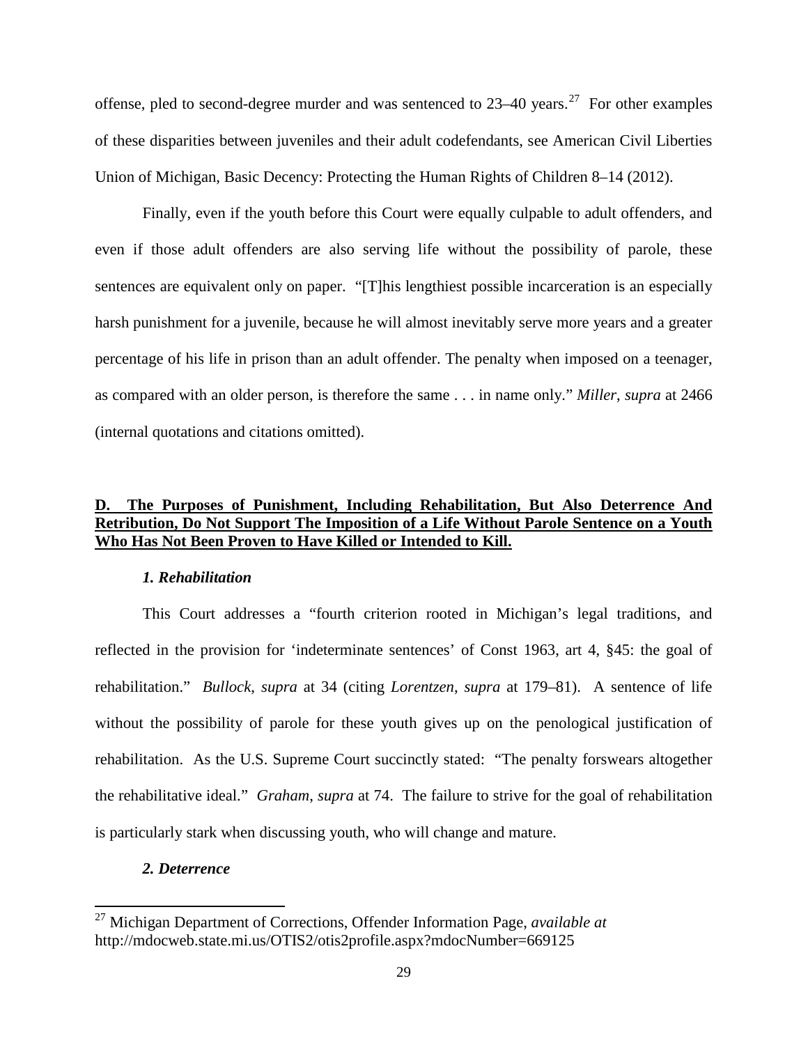offense, pled to second-degree murder and was sentenced to 23–40 years.[27] For other examples of these disparities between juveniles and their adult codefendants, see American Civil Liberties Union of Michigan, Basic Decency: Protecting the Human Rights of Children 8–14 (2012).

Finally, even if the youth before this Court were equally culpable to adult offenders, and even if those adult offenders are also serving life without the possibility of parole, these sentences are equivalent only on paper. "[T]his lengthiest possible incarceration is an especially harsh punishment for a juvenile, because he will almost inevitably serve more years and a greater percentage of his life in prison than an adult offender. The penalty when imposed on a teenager, as compared with an older person, is therefore the same . . . in name only." *Miller*, *supra* at 2466 (internal quotations and citations omitted).

## **D. The Purposes of Punishment, Including Rehabilitation, But Also Deterrence And Retribution, Do Not Support The Imposition of a Life Without Parole Sentence on a Youth Who Has Not Been Proven to Have Killed or Intended to Kill.**

### *1. Rehabilitation*

This Court addresses a "fourth criterion rooted in Michigan's legal traditions, and reflected in the provision for 'indeterminate sentences' of Const 1963, art 4, §45: the goal of rehabilitation." *Bullock*, *supra* at 34 (citing *Lorentzen*, *supra* at 179–81). A sentence of life without the possibility of parole for these youth gives up on the penological justification of rehabilitation. As the U.S. Supreme Court succinctly stated: "The penalty forswears altogether the rehabilitative ideal." *Graham*, *supra* at 74. The failure to strive for the goal of rehabilitation is particularly stark when discussing youth, who will change and mature.

### *2. Deterrence*

[27] Michigan Department of Corrections, Offender Information Page, *available at* http://mdocweb.state.mi.us/OTIS2/otis2profile.aspx?mdocNumber=669125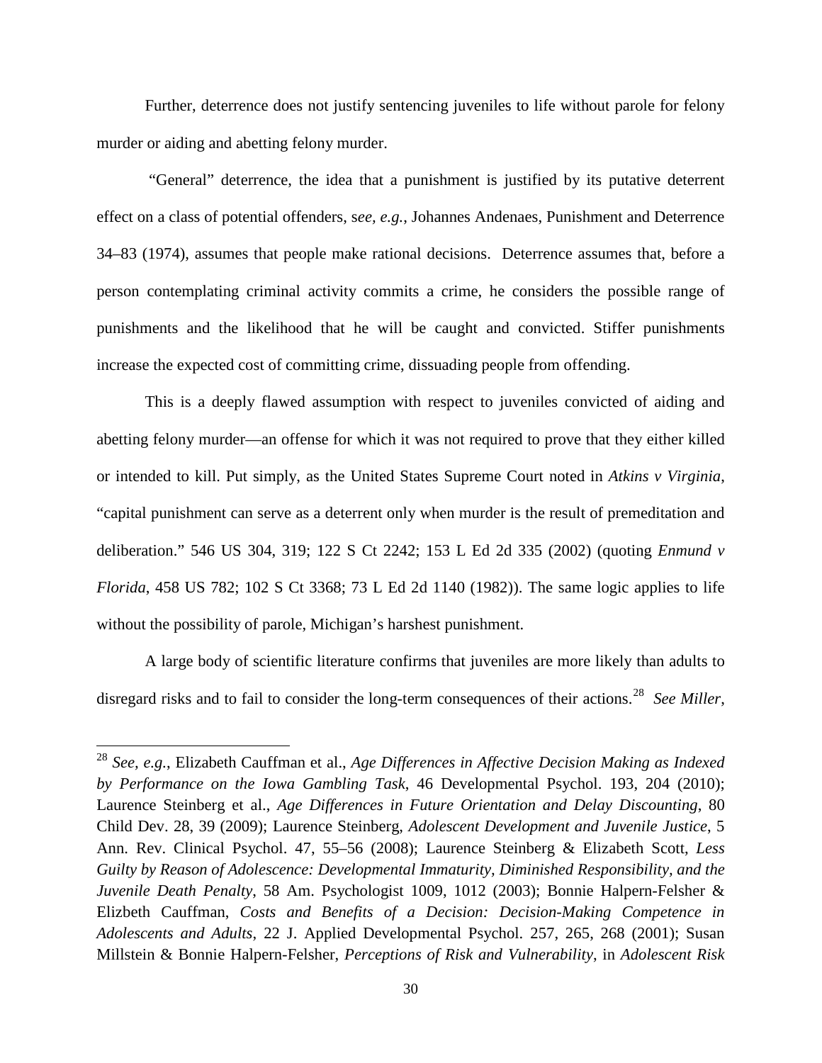Further, deterrence does not justify sentencing juveniles to life without parole for felony murder or aiding and abetting felony murder.

"General" deterrence, the idea that a punishment is justified by its putative deterrent effect on a class of potential offenders, s*ee, e.g.*, Johannes Andenaes, Punishment and Deterrence 34–83 (1974), assumes that people make rational decisions. Deterrence assumes that, before a person contemplating criminal activity commits a crime, he considers the possible range of punishments and the likelihood that he will be caught and convicted. Stiffer punishments increase the expected cost of committing crime, dissuading people from offending.

This is a deeply flawed assumption with respect to juveniles convicted of aiding and abetting felony murder—an offense for which it was not required to prove that they either killed or intended to kill. Put simply, as the United States Supreme Court noted in *Atkins v Virginia*, "capital punishment can serve as a deterrent only when murder is the result of premeditation and deliberation." 546 US 304, 319; 122 S Ct 2242; 153 L Ed 2d 335 (2002) (quoting *Enmund v Florida*, 458 US 782; 102 S Ct 3368; 73 L Ed 2d 1140 (1982)). The same logic applies to life without the possibility of parole, Michigan's harshest punishment.

A large body of scientific literature confirms that juveniles are more likely than adults to disregard risks and to fail to consider the long-term consequences of their actions.[28] *See Miller*,

---

[28] *See, e.g.*, Elizabeth Cauffman et al., *Age Differences in Affective Decision Making as Indexed by Performance on the Iowa Gambling Task*, 46 Developmental Psychol. 193, 204 (2010); Laurence Steinberg et al., *Age Differences in Future Orientation and Delay Discounting*, 80 Child Dev. 28, 39 (2009); Laurence Steinberg, *Adolescent Development and Juvenile Justice*, 5 Ann. Rev. Clinical Psychol. 47, 55–56 (2008); Laurence Steinberg & Elizabeth Scott, *Less Guilty by Reason of Adolescence: Developmental Immaturity, Diminished Responsibility, and the Juvenile Death Penalty*, 58 Am. Psychologist 1009, 1012 (2003); Bonnie Halpern-Felsher & Elizbeth Cauffman, *Costs and Benefits of a Decision: Decision-Making Competence in Adolescents and Adults*, 22 J. Applied Developmental Psychol. 257, 265, 268 (2001); Susan Millstein & Bonnie Halpern-Felsher, *Perceptions of Risk and Vulnerability*, in *Adolescent Risk*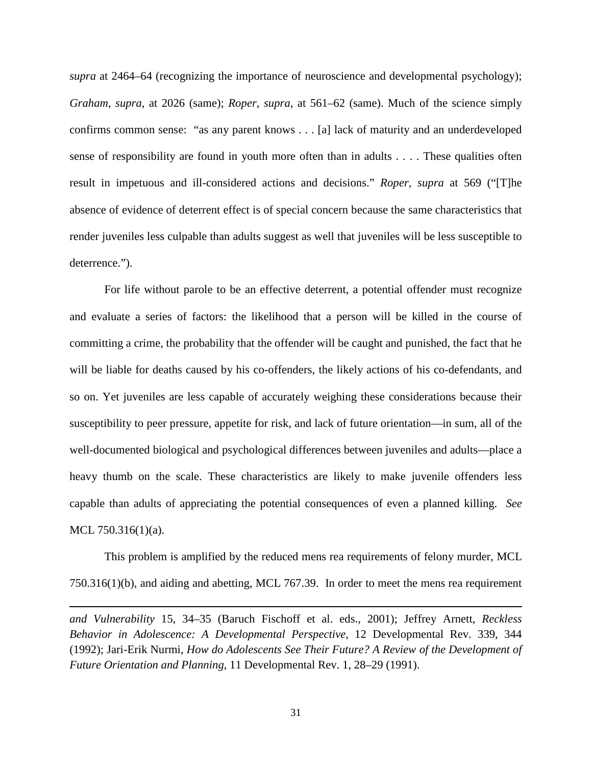*supra* at 2464–64 (recognizing the importance of neuroscience and developmental psychology); *Graham*, *supra*, at 2026 (same); *Roper*, *supra*, at 561–62 (same). Much of the science simply confirms common sense: "as any parent knows . . . [a] lack of maturity and an underdeveloped sense of responsibility are found in youth more often than in adults . . . . These qualities often result in impetuous and ill-considered actions and decisions." *Roper*, *supra* at 569 ("[T]he absence of evidence of deterrent effect is of special concern because the same characteristics that render juveniles less culpable than adults suggest as well that juveniles will be less susceptible to deterrence.").

For life without parole to be an effective deterrent, a potential offender must recognize and evaluate a series of factors: the likelihood that a person will be killed in the course of committing a crime, the probability that the offender will be caught and punished, the fact that he will be liable for deaths caused by his co-offenders, the likely actions of his co-defendants, and so on. Yet juveniles are less capable of accurately weighing these considerations because their susceptibility to peer pressure, appetite for risk, and lack of future orientation—in sum, all of the well-documented biological and psychological differences between juveniles and adults—place a heavy thumb on the scale. These characteristics are likely to make juvenile offenders less capable than adults of appreciating the potential consequences of even a planned killing. *See* MCL 750.316(1)(a).

This problem is amplified by the reduced mens rea requirements of felony murder, MCL 750.316(1)(b), and aiding and abetting, MCL 767.39. In order to meet the mens rea requirement

---

*and Vulnerability* 15, 34–35 (Baruch Fischoff et al. eds., 2001); Jeffrey Arnett, *Reckless Behavior in Adolescence: A Developmental Perspective*, 12 Developmental Rev. 339, 344 (1992); Jari-Erik Nurmi, *How do Adolescents See Their Future? A Review of the Development of Future Orientation and Planning*, 11 Developmental Rev. 1, 28–29 (1991).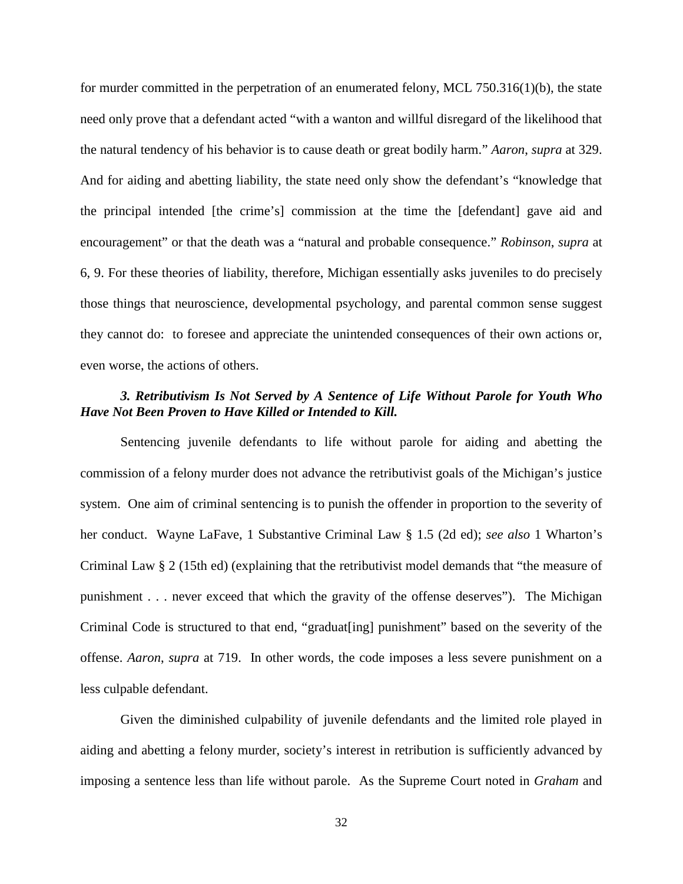for murder committed in the perpetration of an enumerated felony, MCL 750.316(1)(b), the state need only prove that a defendant acted "with a wanton and willful disregard of the likelihood that the natural tendency of his behavior is to cause death or great bodily harm." *Aaron*, *supra* at 329. And for aiding and abetting liability, the state need only show the defendant's "knowledge that the principal intended [the crime's] commission at the time the [defendant] gave aid and encouragement" or that the death was a "natural and probable consequence." *Robinson*, *supra* at 6, 9. For these theories of liability, therefore, Michigan essentially asks juveniles to do precisely those things that neuroscience, developmental psychology, and parental common sense suggest they cannot do: to foresee and appreciate the unintended consequences of their own actions or, even worse, the actions of others.

***3. Retributivism Is Not Served by A Sentence of Life Without Parole for Youth Who Have Not Been Proven to Have Killed or Intended to Kill.***

Sentencing juvenile defendants to life without parole for aiding and abetting the commission of a felony murder does not advance the retributivist goals of the Michigan's justice system. One aim of criminal sentencing is to punish the offender in proportion to the severity of her conduct. Wayne LaFave, 1 Substantive Criminal Law § 1.5 (2d ed); *see also* 1 Wharton's Criminal Law § 2 (15th ed) (explaining that the retributivist model demands that "the measure of punishment . . . never exceed that which the gravity of the offense deserves"). The Michigan Criminal Code is structured to that end, "graduat[ing] punishment" based on the severity of the offense. *Aaron*, *supra* at 719. In other words, the code imposes a less severe punishment on a less culpable defendant.

Given the diminished culpability of juvenile defendants and the limited role played in aiding and abetting a felony murder, society's interest in retribution is sufficiently advanced by imposing a sentence less than life without parole. As the Supreme Court noted in *Graham* and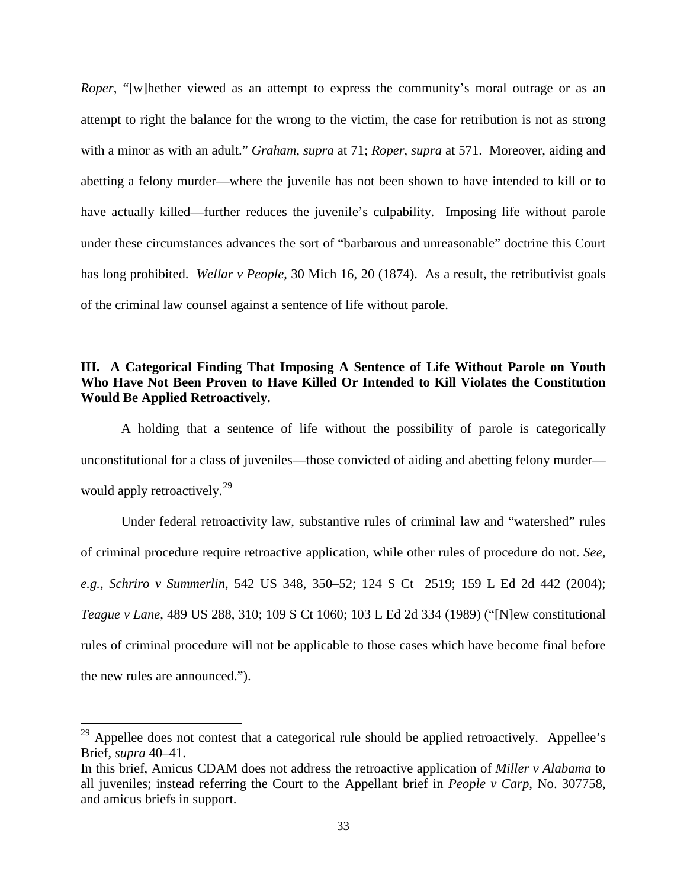*Roper*, "[w]hether viewed as an attempt to express the community's moral outrage or as an attempt to right the balance for the wrong to the victim, the case for retribution is not as strong with a minor as with an adult." *Graham*, *supra* at 71; *Roper*, *supra* at 571. Moreover, aiding and abetting a felony murder—where the juvenile has not been shown to have intended to kill or to have actually killed—further reduces the juvenile's culpability. Imposing life without parole under these circumstances advances the sort of "barbarous and unreasonable" doctrine this Court has long prohibited. *Wellar v People*, 30 Mich 16, 20 (1874). As a result, the retributivist goals of the criminal law counsel against a sentence of life without parole.

## III. A Categorical Finding That Imposing A Sentence of Life Without Parole on Youth Who Have Not Been Proven to Have Killed Or Intended to Kill Violates the Constitution Would Be Applied Retroactively.

A holding that a sentence of life without the possibility of parole is categorically unconstitutional for a class of juveniles—those convicted of aiding and abetting felony murder—would apply retroactively.[29]

Under federal retroactivity law, substantive rules of criminal law and "watershed" rules of criminal procedure require retroactive application, while other rules of procedure do not. *See, e.g.*, *Schriro v Summerlin*, 542 US 348, 350–52; 124 S Ct 2519; 159 L Ed 2d 442 (2004); *Teague v Lane*, 489 US 288, 310; 109 S Ct 1060; 103 L Ed 2d 334 (1989) ("[N]ew constitutional rules of criminal procedure will not be applicable to those cases which have become final before the new rules are announced.").

---

[29] Appellee does not contest that a categorical rule should be applied retroactively. Appellee's Brief, *supra* 40–41.
In this brief, Amicus CDAM does not address the retroactive application of *Miller v Alabama* to all juveniles; instead referring the Court to the Appellant brief in *People v Carp*, No. 307758, and amicus briefs in support.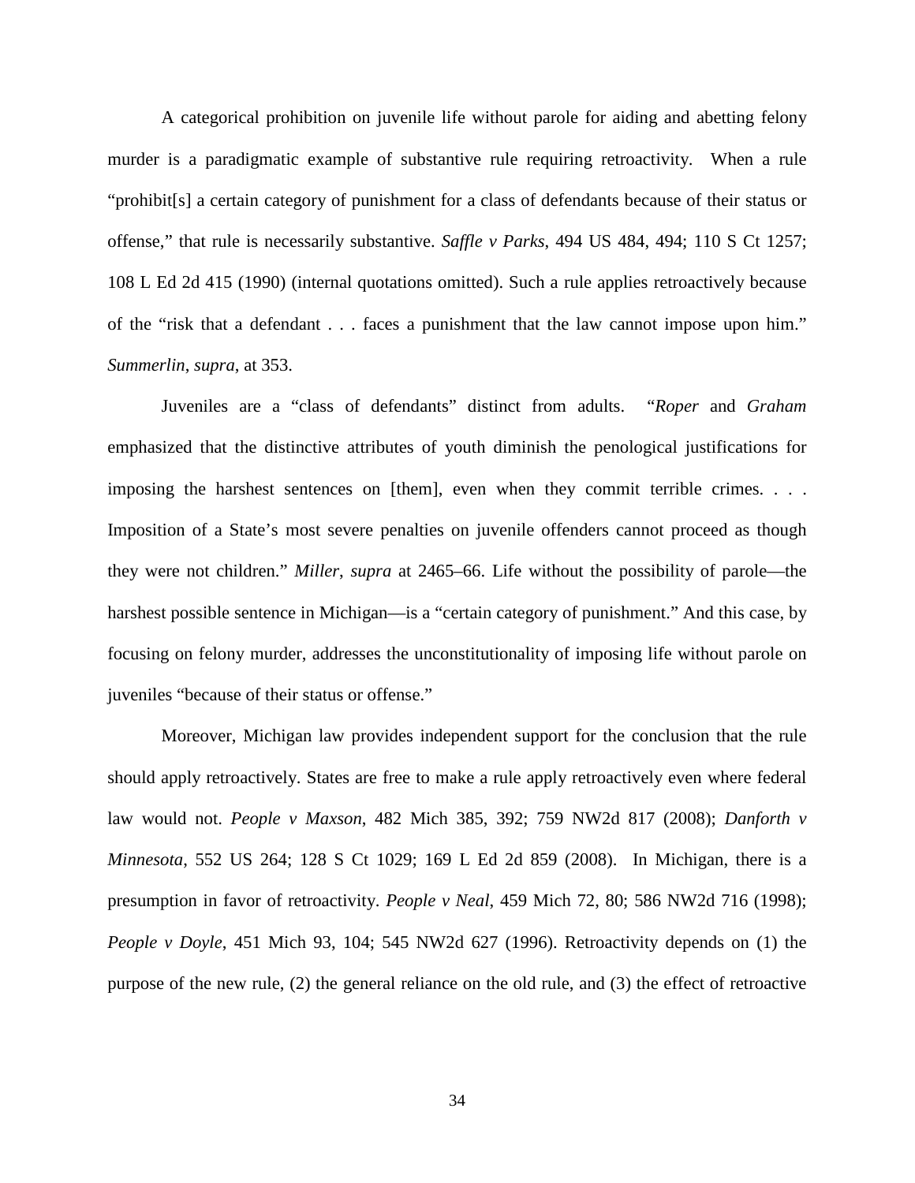A categorical prohibition on juvenile life without parole for aiding and abetting felony murder is a paradigmatic example of substantive rule requiring retroactivity. When a rule "prohibit[s] a certain category of punishment for a class of defendants because of their status or offense," that rule is necessarily substantive. *Saffle v Parks*, 494 US 484, 494; 110 S Ct 1257; 108 L Ed 2d 415 (1990) (internal quotations omitted). Such a rule applies retroactively because of the "risk that a defendant . . . faces a punishment that the law cannot impose upon him." *Summerlin*, *supra*, at 353.

Juveniles are a "class of defendants" distinct from adults. "*Roper* and *Graham* emphasized that the distinctive attributes of youth diminish the penological justifications for imposing the harshest sentences on [them], even when they commit terrible crimes. . . . Imposition of a State's most severe penalties on juvenile offenders cannot proceed as though they were not children." *Miller*, *supra* at 2465–66. Life without the possibility of parole—the harshest possible sentence in Michigan—is a "certain category of punishment." And this case, by focusing on felony murder, addresses the unconstitutionality of imposing life without parole on juveniles "because of their status or offense."

Moreover, Michigan law provides independent support for the conclusion that the rule should apply retroactively. States are free to make a rule apply retroactively even where federal law would not. *People v Maxson*, 482 Mich 385, 392; 759 NW2d 817 (2008); *Danforth v Minnesota*, 552 US 264; 128 S Ct 1029; 169 L Ed 2d 859 (2008). In Michigan, there is a presumption in favor of retroactivity. *People v Neal*, 459 Mich 72, 80; 586 NW2d 716 (1998); *People v Doyle*, 451 Mich 93, 104; 545 NW2d 627 (1996). Retroactivity depends on (1) the purpose of the new rule, (2) the general reliance on the old rule, and (3) the effect of retroactive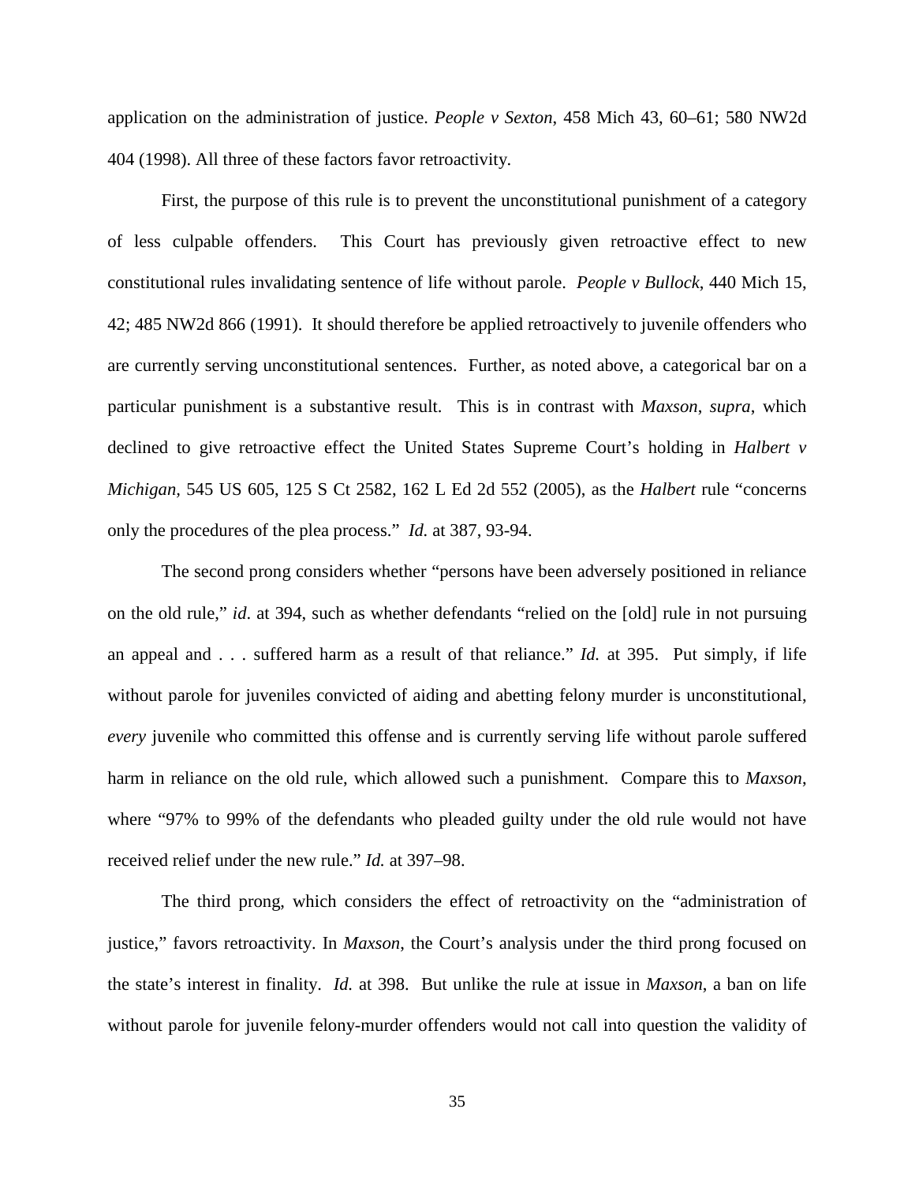application on the administration of justice. *People v Sexton*, 458 Mich 43, 60–61; 580 NW2d 404 (1998). All three of these factors favor retroactivity.

First, the purpose of this rule is to prevent the unconstitutional punishment of a category of less culpable offenders. This Court has previously given retroactive effect to new constitutional rules invalidating sentence of life without parole. *People v Bullock*, 440 Mich 15, 42; 485 NW2d 866 (1991). It should therefore be applied retroactively to juvenile offenders who are currently serving unconstitutional sentences. Further, as noted above, a categorical bar on a particular punishment is a substantive result. This is in contrast with *Maxson*, *supra*, which declined to give retroactive effect the United States Supreme Court's holding in *Halbert v Michigan*, 545 US 605, 125 S Ct 2582, 162 L Ed 2d 552 (2005), as the *Halbert* rule "concerns only the procedures of the plea process." *Id.* at 387, 93-94.

The second prong considers whether "persons have been adversely positioned in reliance on the old rule," *id*. at 394, such as whether defendants "relied on the [old] rule in not pursuing an appeal and . . . suffered harm as a result of that reliance." *Id.* at 395. Put simply, if life without parole for juveniles convicted of aiding and abetting felony murder is unconstitutional, *every* juvenile who committed this offense and is currently serving life without parole suffered harm in reliance on the old rule, which allowed such a punishment. Compare this to *Maxson*, where "97% to 99% of the defendants who pleaded guilty under the old rule would not have received relief under the new rule." *Id.* at 397–98.

The third prong, which considers the effect of retroactivity on the "administration of justice," favors retroactivity. In *Maxson*, the Court's analysis under the third prong focused on the state's interest in finality. *Id.* at 398. But unlike the rule at issue in *Maxson*, a ban on life without parole for juvenile felony-murder offenders would not call into question the validity of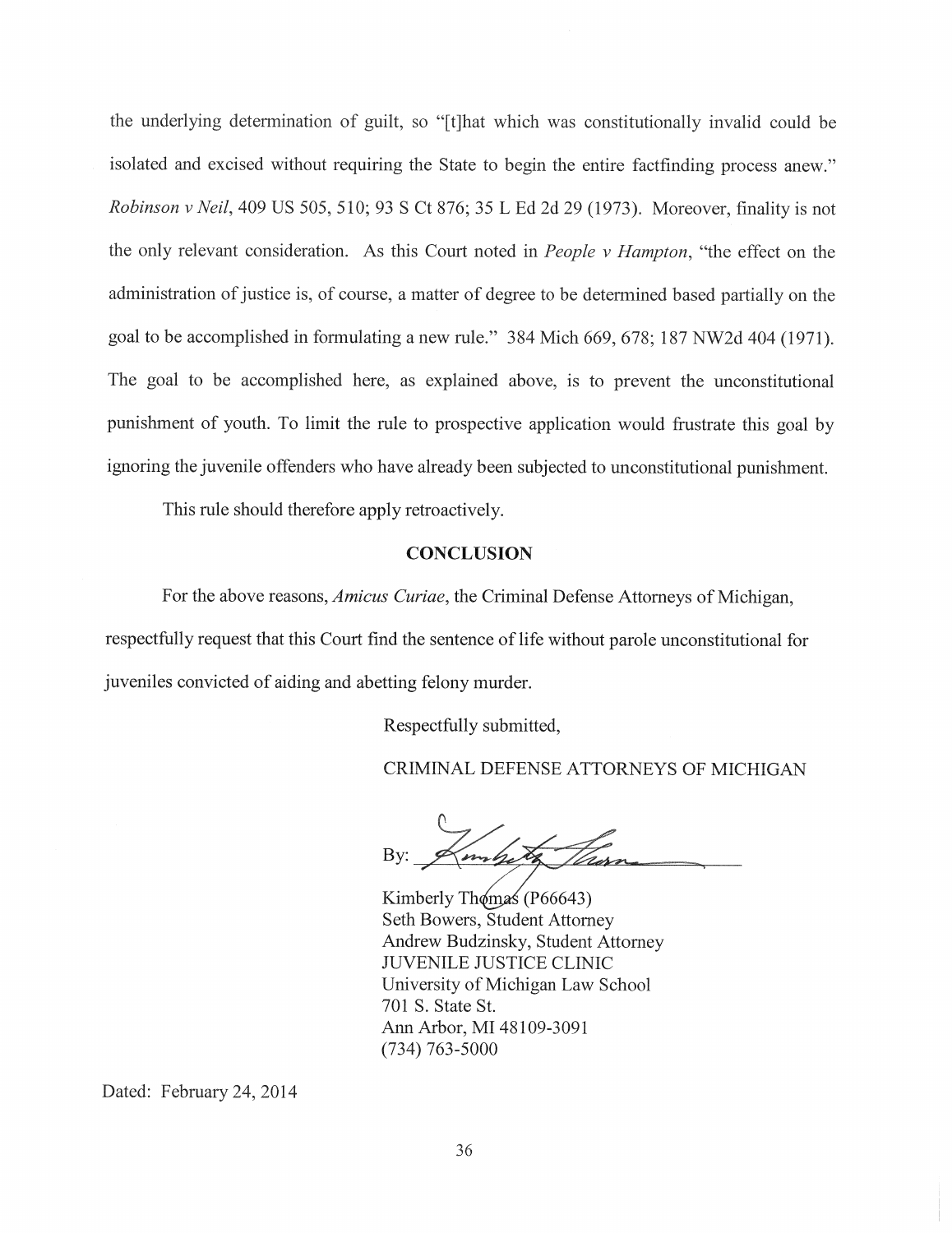the underlying determination of guilt, so "[t]hat which was constitutionally invalid could be isolated and excised without requiring the State to begin the entire factfinding process anew." *Robinson v Neil*, 409 US 505, 510; 93 S Ct 876; 35 L Ed 2d 29 (1973). Moreover, finality is not the only relevant consideration. As this Court noted in *People v Hampton*, "the effect on the administration of justice is, of course, a matter of degree to be determined based partially on the goal to be accomplished in formulating a new rule." 384 Mich 669, 678; 187 NW2d 404 (1971). The goal to be accomplished here, as explained above, is to prevent the unconstitutional punishment of youth. To limit the rule to prospective application would frustrate this goal by ignoring the juvenile offenders who have already been subjected to unconstitutional punishment.

This rule should therefore apply retroactively.

## CONCLUSION

For the above reasons, *Amicus Curiae*, the Criminal Defense Attorneys of Michigan, respectfully request that this Court find the sentence of life without parole unconstitutional for juveniles convicted of aiding and abetting felony murder.

Respectfully submitted,

CRIMINAL DEFENSE ATTORNEYS OF MICHIGAN

By: ______________________

Kimberly Thomas (P66643)
Seth Bowers, Student Attorney
Andrew Budzinsky, Student Attorney
JUVENILE JUSTICE CLINIC
University of Michigan Law School
701 S. State St.
Ann Arbor, MI 48109-3091
(734) 763-5000

Dated: February 24, 2014